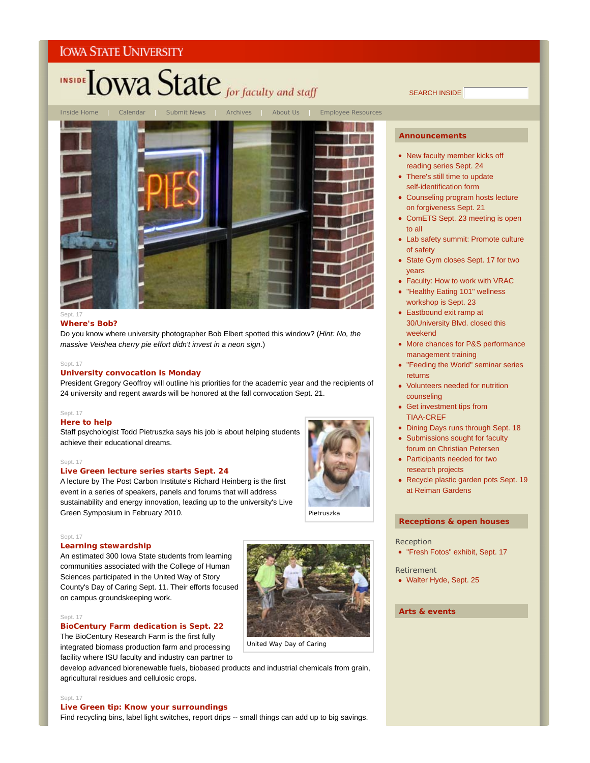IOWA STATE UNIVERSITY

# INSIDE Iowa State *for faculty and staff*

SEARCH INSIDE

Inside Home | Calendar | Submit News | Archives | About Us | Employee Resources

Sept. 17

### Where's Bob?

Do you know where university photographer Bob Elbert spotted this window? (*Hint: No, the massive Veishea cherry pie effort didn't invest in a neon sign*.)

Sept. 17

### University convocation is Monday

President Gregory Geoffroy will outline his priorities for the academic year and the recipients of 24 university and regent awards will be honored at the fall convocation Sept. 21.

Sept. 17

### Here to help

Staff psychologist Todd Pietruszka says his job is about helping students achieve their educational dreams.

Pietruszka

Sept. 17

### Live Green lecture series starts Sept. 24

A lecture by The Post Carbon Institute's Richard Heinberg is the first event in a series of speakers, panels and forums that will address sustainability and energy innovation, leading up to the university's Live Green Symposium in February 2010.

Sept. 17

### Learning stewardship

An estimated 300 Iowa State students from learning communities associated with the College of Human Sciences participated in the United Way of Story County's Day of Caring Sept. 11. Their efforts focused on campus groundskeeping work.

United Way Day of Caring

Sept. 17

### BioCentury Farm dedication is Sept. 22

The BioCentury Research Farm is the first fully integrated biomass production farm and processing facility where ISU faculty and industry can partner to develop advanced biorenewable fuels, biobased products and industrial chemicals from grain, agricultural residues and cellulosic crops.

Sept. 17

### Live Green tip: Know your surroundings

Find recycling bins, label light switches, report drips -- small things can add up to big savings.

## Announcements

- New faculty member kicks off reading series Sept. 24
- There's still time to update self-identification form
- Counseling program hosts lecture on forgiveness Sept. 21
- ComETS Sept. 23 meeting is open to all
- Lab safety summit: Promote culture of safety
- State Gym closes Sept. 17 for two years
- Faculty: How to work with VRAC
- "Healthy Eating 101" wellness workshop is Sept. 23
- Eastbound exit ramp at 30/University Blvd. closed this weekend
- More chances for P&S performance management training
- "Feeding the World" seminar series returns
- Volunteers needed for nutrition counseling
- Get investment tips from TIAA-CREF
- Dining Days runs through Sept. 18
- Submissions sought for faculty forum on Christian Petersen
- Participants needed for two research projects
- Recycle plastic garden pots Sept. 19 at Reiman Gardens

## Receptions & open houses

Reception

- "Fresh Fotos" exhibit, Sept. 17

Retirement

- Walter Hyde, Sept. 25

## Arts & events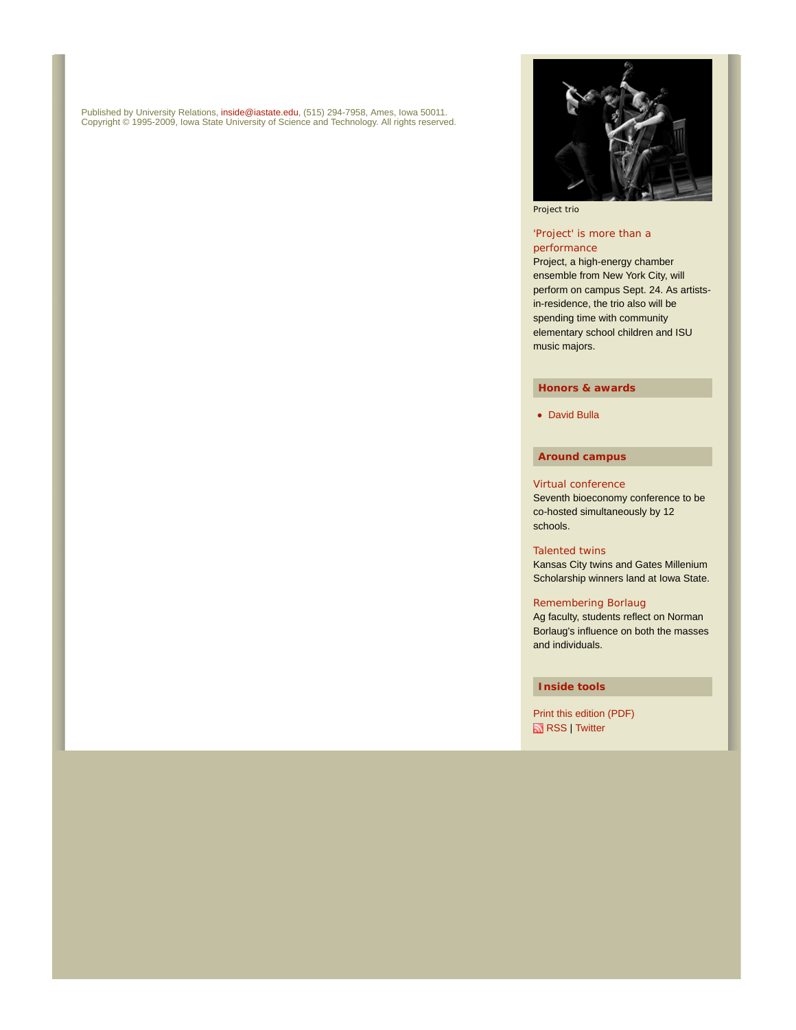Published by University Relations, inside@iastate.edu, (515) 294-7958, Ames, Iowa 50011.
Copyright © 1995-2009, Iowa State University of Science and Technology. All rights reserved.

Project trio

'Project' is more than a performance

Project, a high-energy chamber ensemble from New York City, will perform on campus Sept. 24. As artists-in-residence, the trio also will be spending time with community elementary school children and ISU music majors.

## Honors & awards

- David Bulla

## Around campus

Virtual conference

Seventh bioeconomy conference to be co-hosted simultaneously by 12 schools.

Talented twins

Kansas City twins and Gates Millenium Scholarship winners land at Iowa State.

Remembering Borlaug

Ag faculty, students reflect on Norman Borlaug's influence on both the masses and individuals.

## Inside tools

Print this edition (PDF)
RSS | Twitter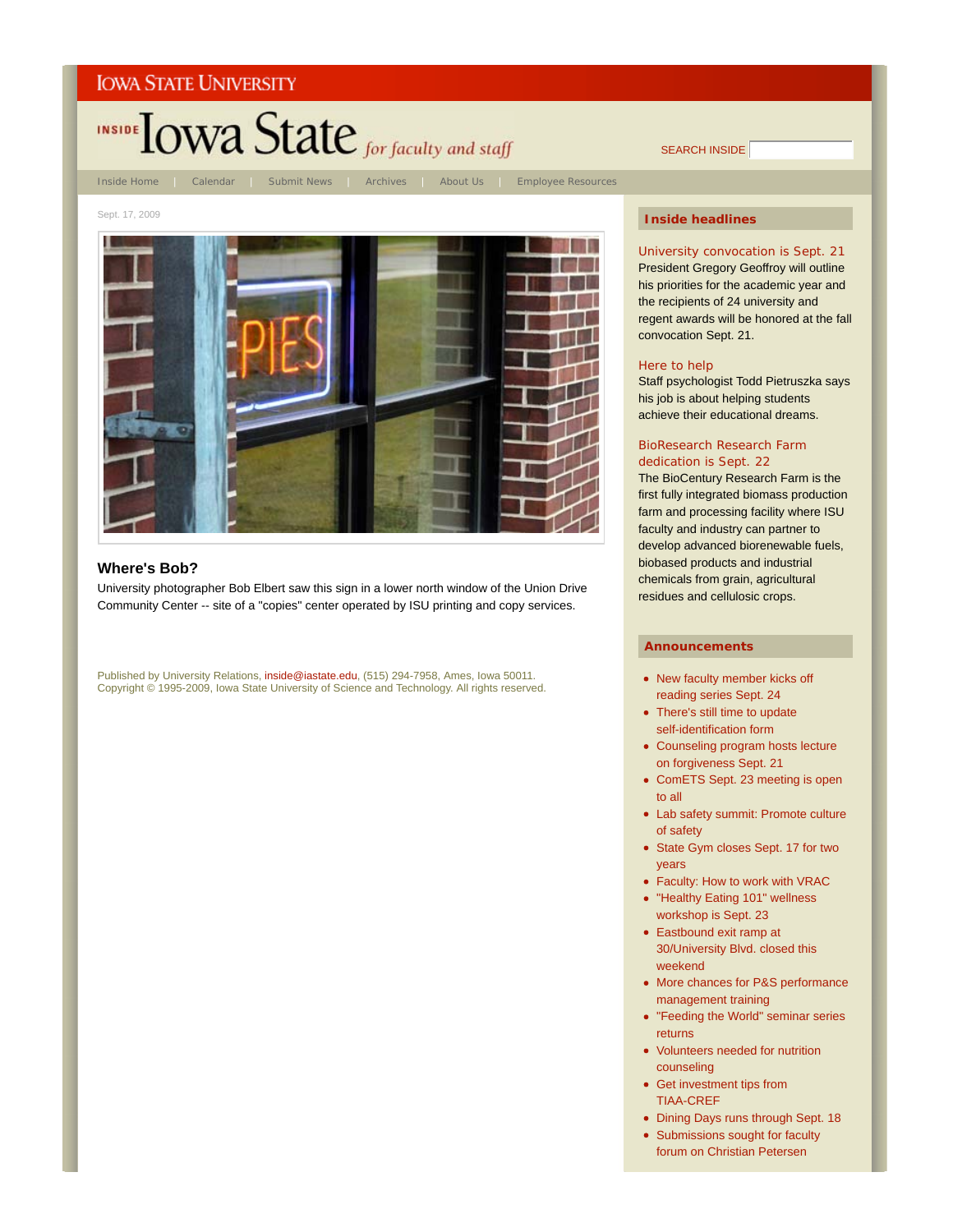IOWA STATE UNIVERSITY

INSIDE Iowa State *for faculty and staff*

SEARCH INSIDE

Inside Home | Calendar | Submit News | Archives | About Us | Employee Resources

Sept. 17, 2009

## Where's Bob?

University photographer Bob Elbert saw this sign in a lower north window of the Union Drive Community Center -- site of a "copies" center operated by ISU printing and copy services.

Published by University Relations, inside@iastate.edu, (515) 294-7958, Ames, Iowa 50011.
Copyright © 1995-2009, Iowa State University of Science and Technology. All rights reserved.

## Inside headlines

**University convocation is Sept. 21**
President Gregory Geoffroy will outline his priorities for the academic year and the recipients of 24 university and regent awards will be honored at the fall convocation Sept. 21.

**Here to help**
Staff psychologist Todd Pietruszka says his job is about helping students achieve their educational dreams.

**BioResearch Research Farm dedication is Sept. 22**
The BioCentury Research Farm is the first fully integrated biomass production farm and processing facility where ISU faculty and industry can partner to develop advanced biorenewable fuels, biobased products and industrial chemicals from grain, agricultural residues and cellulosic crops.

## Announcements

- New faculty member kicks off reading series Sept. 24
- There's still time to update self-identification form
- Counseling program hosts lecture on forgiveness Sept. 21
- ComETS Sept. 23 meeting is open to all
- Lab safety summit: Promote culture of safety
- State Gym closes Sept. 17 for two years
- Faculty: How to work with VRAC
- "Healthy Eating 101" wellness workshop is Sept. 23
- Eastbound exit ramp at 30/University Blvd. closed this weekend
- More chances for P&S performance management training
- "Feeding the World" seminar series returns
- Volunteers needed for nutrition counseling
- Get investment tips from TIAA-CREF
- Dining Days runs through Sept. 18
- Submissions sought for faculty forum on Christian Petersen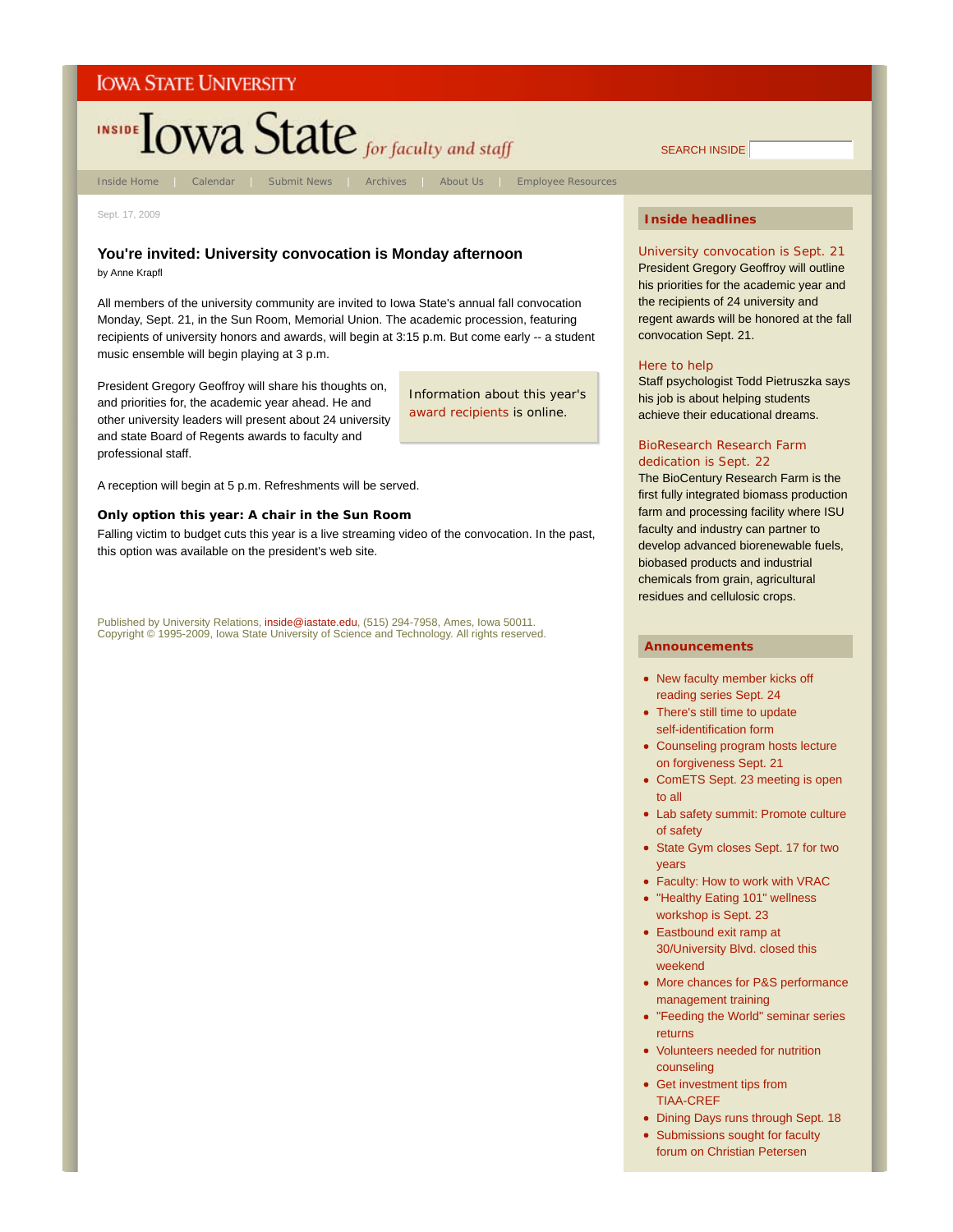Sept. 17, 2009

## You're invited: University convocation is Monday afternoon

by Anne Krapfl

All members of the university community are invited to Iowa State's annual fall convocation Monday, Sept. 21, in the Sun Room, Memorial Union. The academic procession, featuring recipients of university honors and awards, will begin at 3:15 p.m. But come early -- a student music ensemble will begin playing at 3 p.m.

President Gregory Geoffroy will share his thoughts on, and priorities for, the academic year ahead. He and other university leaders will present about 24 university and state Board of Regents awards to faculty and professional staff.

Information about this year's award recipients is online.

A reception will begin at 5 p.m. Refreshments will be served.

### Only option this year: A chair in the Sun Room

Falling victim to budget cuts this year is a live streaming video of the convocation. In the past, this option was available on the president's web site.

Published by University Relations, inside@iastate.edu, (515) 294-7958, Ames, Iowa 50011.
Copyright © 1995-2009, Iowa State University of Science and Technology. All rights reserved.

### Inside headlines

**University convocation is Sept. 21**
President Gregory Geoffroy will outline his priorities for the academic year and the recipients of 24 university and regent awards will be honored at the fall convocation Sept. 21.

**Here to help**
Staff psychologist Todd Pietruszka says his job is about helping students achieve their educational dreams.

**BioResearch Research Farm dedication is Sept. 22**
The BioCentury Research Farm is the first fully integrated biomass production farm and processing facility where ISU faculty and industry can partner to develop advanced biorenewable fuels, biobased products and industrial chemicals from grain, agricultural residues and cellulosic crops.

### Announcements

- New faculty member kicks off reading series Sept. 24
- There's still time to update self-identification form
- Counseling program hosts lecture on forgiveness Sept. 21
- ComETS Sept. 23 meeting is open to all
- Lab safety summit: Promote culture of safety
- State Gym closes Sept. 17 for two years
- Faculty: How to work with VRAC
- "Healthy Eating 101" wellness workshop is Sept. 23
- Eastbound exit ramp at 30/University Blvd. closed this weekend
- More chances for P&S performance management training
- "Feeding the World" seminar series returns
- Volunteers needed for nutrition counseling
- Get investment tips from TIAA-CREF
- Dining Days runs through Sept. 18
- Submissions sought for faculty forum on Christian Petersen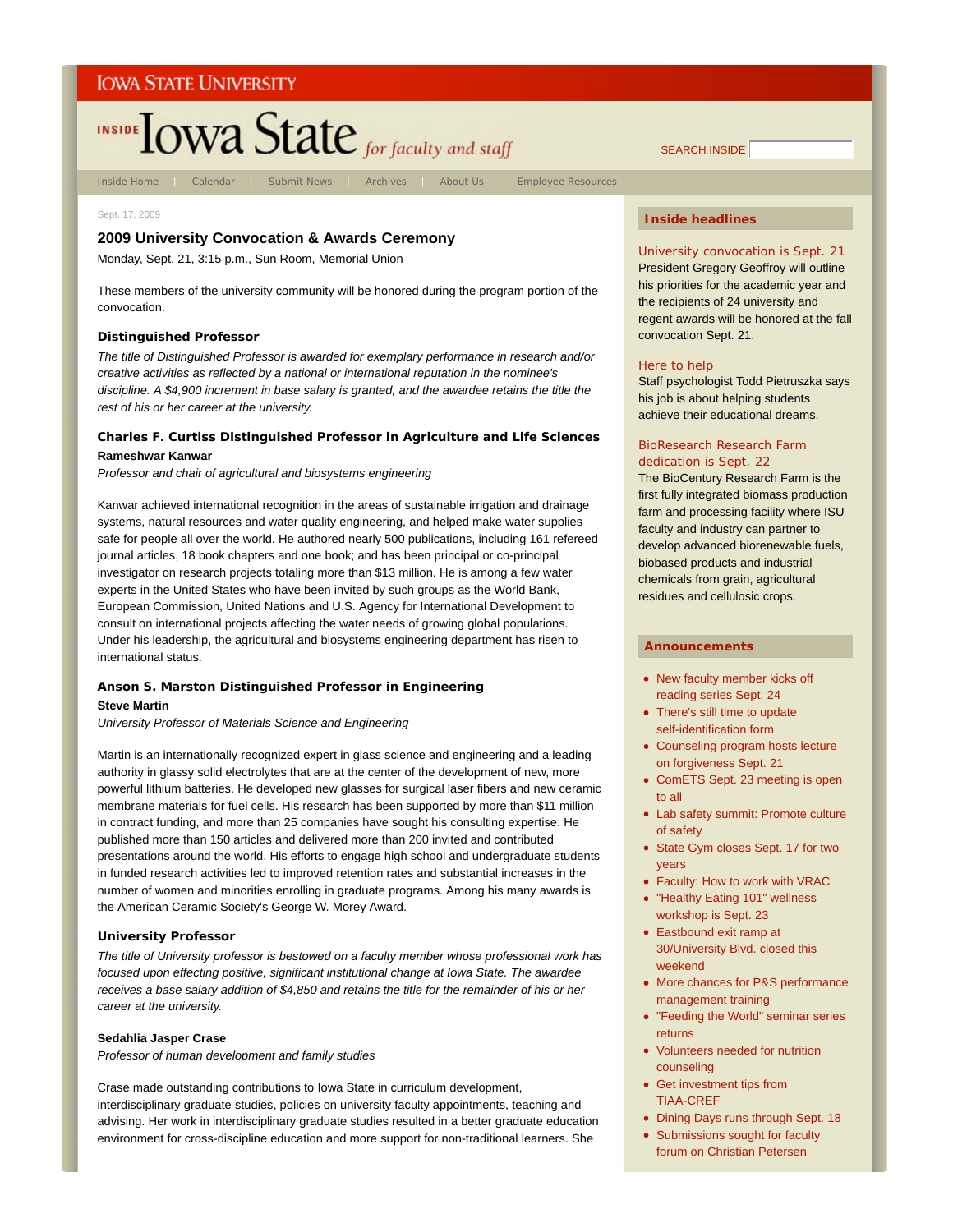Sept. 17, 2009

## 2009 University Convocation & Awards Ceremony

Monday, Sept. 21, 3:15 p.m., Sun Room, Memorial Union

These members of the university community will be honored during the program portion of the convocation.

### Distinguished Professor

*The title of Distinguished Professor is awarded for exemplary performance in research and/or creative activities as reflected by a national or international reputation in the nominee's discipline. A $4,900 increment in base salary is granted, and the awardee retains the title the rest of his or her career at the university.*

### Charles F. Curtiss Distinguished Professor in Agriculture and Life Sciences

**Rameshwar Kanwar**

*Professor and chair of agricultural and biosystems engineering*

Kanwar achieved international recognition in the areas of sustainable irrigation and drainage systems, natural resources and water quality engineering, and helped make water supplies safe for people all over the world. He authored nearly 500 publications, including 161 refereed journal articles, 18 book chapters and one book; and has been principal or co-principal investigator on research projects totaling more than $13 million. He is among a few water experts in the United States who have been invited by such groups as the World Bank, European Commission, United Nations and U.S. Agency for International Development to consult on international projects affecting the water needs of growing global populations. Under his leadership, the agricultural and biosystems engineering department has risen to international status.

### Anson S. Marston Distinguished Professor in Engineering

**Steve Martin**

*University Professor of Materials Science and Engineering*

Martin is an internationally recognized expert in glass science and engineering and a leading authority in glassy solid electrolytes that are at the center of the development of new, more powerful lithium batteries. He developed new glasses for surgical laser fibers and new ceramic membrane materials for fuel cells. His research has been supported by more than $11 million in contract funding, and more than 25 companies have sought his consulting expertise. He published more than 150 articles and delivered more than 200 invited and contributed presentations around the world. His efforts to engage high school and undergraduate students in funded research activities led to improved retention rates and substantial increases in the number of women and minorities enrolling in graduate programs. Among his many awards is the American Ceramic Society's George W. Morey Award.

### University Professor

*The title of University professor is bestowed on a faculty member whose professional work has focused upon effecting positive, significant institutional change at Iowa State. The awardee receives a base salary addition of $4,850 and retains the title for the remainder of his or her career at the university.*

**Sedahlia Jasper Crase**

*Professor of human development and family studies*

Crase made outstanding contributions to Iowa State in curriculum development, interdisciplinary graduate studies, policies on university faculty appointments, teaching and advising. Her work in interdisciplinary graduate studies resulted in a better graduate education environment for cross-discipline education and more support for non-traditional learners. She

### Inside headlines

**University convocation is Sept. 21**
President Gregory Geoffroy will outline his priorities for the academic year and the recipients of 24 university and regent awards will be honored at the fall convocation Sept. 21.

**Here to help**
Staff psychologist Todd Pietruszka says his job is about helping students achieve their educational dreams.

**BioResearch Research Farm dedication is Sept. 22**
The BioCentury Research Farm is the first fully integrated biomass production farm and processing facility where ISU faculty and industry can partner to develop advanced biorenewable fuels, biobased products and industrial chemicals from grain, agricultural residues and cellulosic crops.

### Announcements

- New faculty member kicks off reading series Sept. 24
- There's still time to update self-identification form
- Counseling program hosts lecture on forgiveness Sept. 21
- ComETS Sept. 23 meeting is open to all
- Lab safety summit: Promote culture of safety
- State Gym closes Sept. 17 for two years
- Faculty: How to work with VRAC
- "Healthy Eating 101" wellness workshop is Sept. 23
- Eastbound exit ramp at 30/University Blvd. closed this weekend
- More chances for P&S performance management training
- "Feeding the World" seminar series returns
- Volunteers needed for nutrition counseling
- Get investment tips from TIAA-CREF
- Dining Days runs through Sept. 18
- Submissions sought for faculty forum on Christian Petersen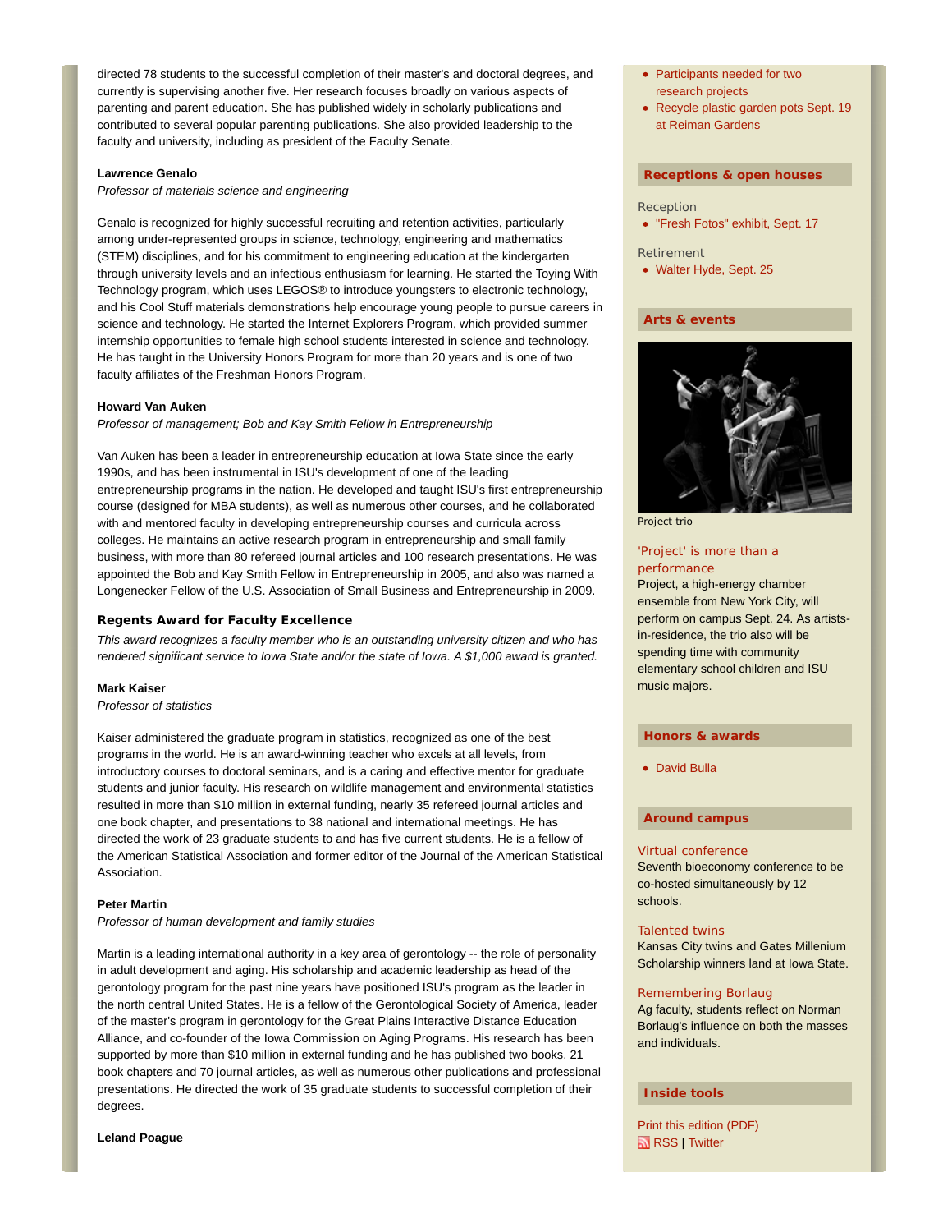directed 78 students to the successful completion of their master's and doctoral degrees, and currently is supervising another five. Her research focuses broadly on various aspects of parenting and parent education. She has published widely in scholarly publications and contributed to several popular parenting publications. She also provided leadership to the faculty and university, including as president of the Faculty Senate.

**Lawrence Genalo**
*Professor of materials science and engineering*

Genalo is recognized for highly successful recruiting and retention activities, particularly among under-represented groups in science, technology, engineering and mathematics (STEM) disciplines, and for his commitment to engineering education at the kindergarten through university levels and an infectious enthusiasm for learning. He started the Toying With Technology program, which uses LEGOS® to introduce youngsters to electronic technology, and his Cool Stuff materials demonstrations help encourage young people to pursue careers in science and technology. He started the Internet Explorers Program, which provided summer internship opportunities to female high school students interested in science and technology. He has taught in the University Honors Program for more than 20 years and is one of two faculty affiliates of the Freshman Honors Program.

**Howard Van Auken**
*Professor of management; Bob and Kay Smith Fellow in Entrepreneurship*

Van Auken has been a leader in entrepreneurship education at Iowa State since the early 1990s, and has been instrumental in ISU's development of one of the leading entrepreneurship programs in the nation. He developed and taught ISU's first entrepreneurship course (designed for MBA students), as well as numerous other courses, and he collaborated with and mentored faculty in developing entrepreneurship courses and curricula across colleges. He maintains an active research program in entrepreneurship and small family business, with more than 80 refereed journal articles and 100 research presentations. He was appointed the Bob and Kay Smith Fellow in Entrepreneurship in 2005, and also was named a Longenecker Fellow of the U.S. Association of Small Business and Entrepreneurship in 2009.

### Regents Award for Faculty Excellence

*This award recognizes a faculty member who is an outstanding university citizen and who has rendered significant service to Iowa State and/or the state of Iowa. A $1,000 award is granted.*

**Mark Kaiser**
*Professor of statistics*

Kaiser administered the graduate program in statistics, recognized as one of the best programs in the world. He is an award-winning teacher who excels at all levels, from introductory courses to doctoral seminars, and is a caring and effective mentor for graduate students and junior faculty. His research on wildlife management and environmental statistics resulted in more than $10 million in external funding, nearly 35 refereed journal articles and one book chapter, and presentations to 38 national and international meetings. He has directed the work of 23 graduate students to and has five current students. He is a fellow of the American Statistical Association and former editor of the Journal of the American Statistical Association.

**Peter Martin**
*Professor of human development and family studies*

Martin is a leading international authority in a key area of gerontology -- the role of personality in adult development and aging. His scholarship and academic leadership as head of the gerontology program for the past nine years have positioned ISU's program as the leader in the north central United States. He is a fellow of the Gerontological Society of America, leader of the master's program in gerontology for the Great Plains Interactive Distance Education Alliance, and co-founder of the Iowa Commission on Aging Programs. His research has been supported by more than $10 million in external funding and he has published two books, 21 book chapters and 70 journal articles, as well as numerous other publications and professional presentations. He directed the work of 35 graduate students to successful completion of their degrees.

**Leland Poague**

- Participants needed for two research projects
- Recycle plastic garden pots Sept. 19 at Reiman Gardens

### Receptions & open houses

Reception

- "Fresh Fotos" exhibit, Sept. 17

Retirement

- Walter Hyde, Sept. 25

### Arts & events

Project trio

'Project' is more than a performance
Project, a high-energy chamber ensemble from New York City, will perform on campus Sept. 24. As artists-in-residence, the trio also will be spending time with community elementary school children and ISU music majors.

### Honors & awards

- David Bulla

### Around campus

Virtual conference
Seventh bioeconomy conference to be co-hosted simultaneously by 12 schools.

Talented twins
Kansas City twins and Gates Millenium Scholarship winners land at Iowa State.

Remembering Borlaug
Ag faculty, students reflect on Norman Borlaug's influence on both the masses and individuals.

### Inside tools

Print this edition (PDF)
RSS | Twitter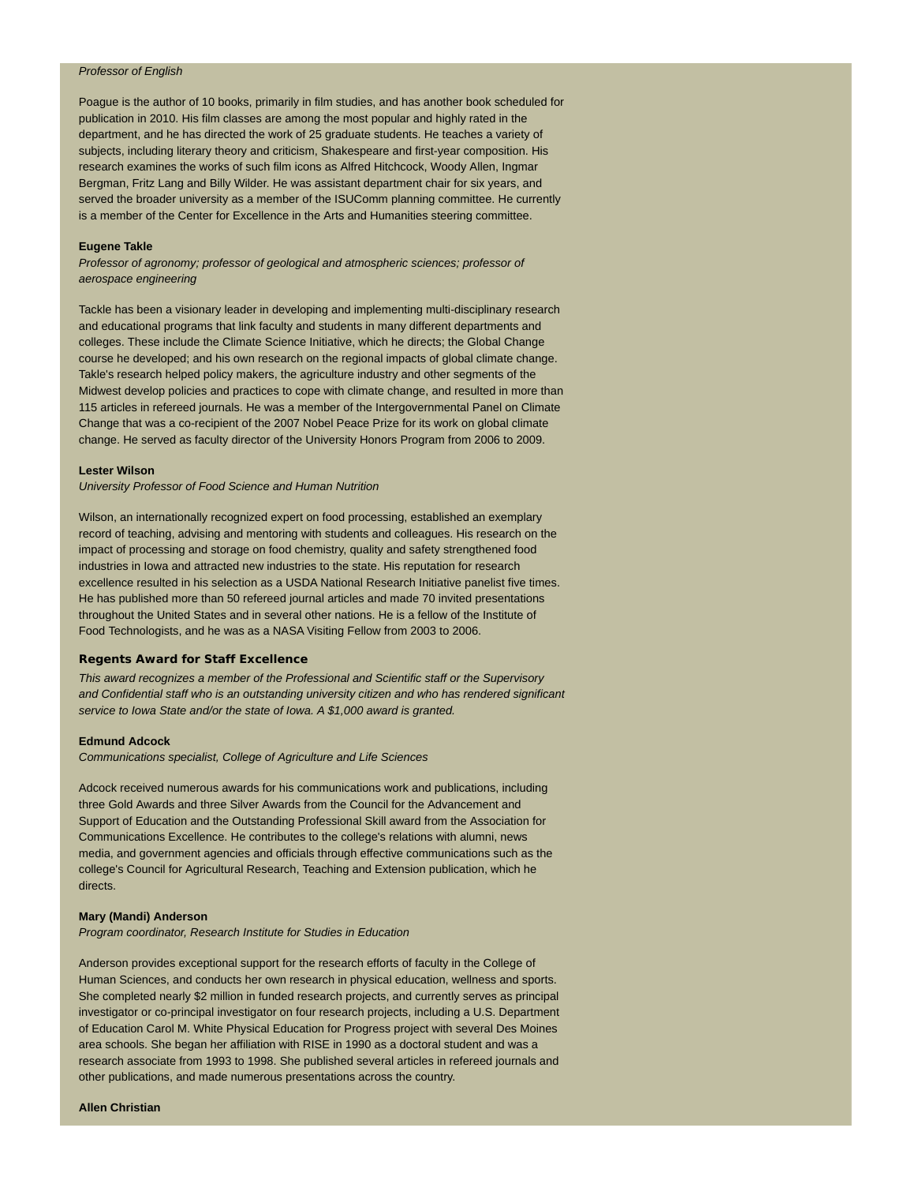*Professor of English*

Poague is the author of 10 books, primarily in film studies, and has another book scheduled for publication in 2010. His film classes are among the most popular and highly rated in the department, and he has directed the work of 25 graduate students. He teaches a variety of subjects, including literary theory and criticism, Shakespeare and first-year composition. His research examines the works of such film icons as Alfred Hitchcock, Woody Allen, Ingmar Bergman, Fritz Lang and Billy Wilder. He was assistant department chair for six years, and served the broader university as a member of the ISUComm planning committee. He currently is a member of the Center for Excellence in the Arts and Humanities steering committee.

**Eugene Takle**

*Professor of agronomy; professor of geological and atmospheric sciences; professor of aerospace engineering*

Tackle has been a visionary leader in developing and implementing multi-disciplinary research and educational programs that link faculty and students in many different departments and colleges. These include the Climate Science Initiative, which he directs; the Global Change course he developed; and his own research on the regional impacts of global climate change. Takle's research helped policy makers, the agriculture industry and other segments of the Midwest develop policies and practices to cope with climate change, and resulted in more than 115 articles in refereed journals. He was a member of the Intergovernmental Panel on Climate Change that was a co-recipient of the 2007 Nobel Peace Prize for its work on global climate change. He served as faculty director of the University Honors Program from 2006 to 2009.

**Lester Wilson**

*University Professor of Food Science and Human Nutrition*

Wilson, an internationally recognized expert on food processing, established an exemplary record of teaching, advising and mentoring with students and colleagues. His research on the impact of processing and storage on food chemistry, quality and safety strengthened food industries in Iowa and attracted new industries to the state. His reputation for research excellence resulted in his selection as a USDA National Research Initiative panelist five times. He has published more than 50 refereed journal articles and made 70 invited presentations throughout the United States and in several other nations. He is a fellow of the Institute of Food Technologists, and he was as a NASA Visiting Fellow from 2003 to 2006.

### Regents Award for Staff Excellence

*This award recognizes a member of the Professional and Scientific staff or the Supervisory and Confidential staff who is an outstanding university citizen and who has rendered significant service to Iowa State and/or the state of Iowa. A $1,000 award is granted.*

**Edmund Adcock**

*Communications specialist, College of Agriculture and Life Sciences*

Adcock received numerous awards for his communications work and publications, including three Gold Awards and three Silver Awards from the Council for the Advancement and Support of Education and the Outstanding Professional Skill award from the Association for Communications Excellence. He contributes to the college's relations with alumni, news media, and government agencies and officials through effective communications such as the college's Council for Agricultural Research, Teaching and Extension publication, which he directs.

**Mary (Mandi) Anderson**

*Program coordinator, Research Institute for Studies in Education*

Anderson provides exceptional support for the research efforts of faculty in the College of Human Sciences, and conducts her own research in physical education, wellness and sports. She completed nearly $2 million in funded research projects, and currently serves as principal investigator or co-principal investigator on four research projects, including a U.S. Department of Education Carol M. White Physical Education for Progress project with several Des Moines area schools. She began her affiliation with RISE in 1990 as a doctoral student and was a research associate from 1993 to 1998. She published several articles in refereed journals and other publications, and made numerous presentations across the country.

**Allen Christian**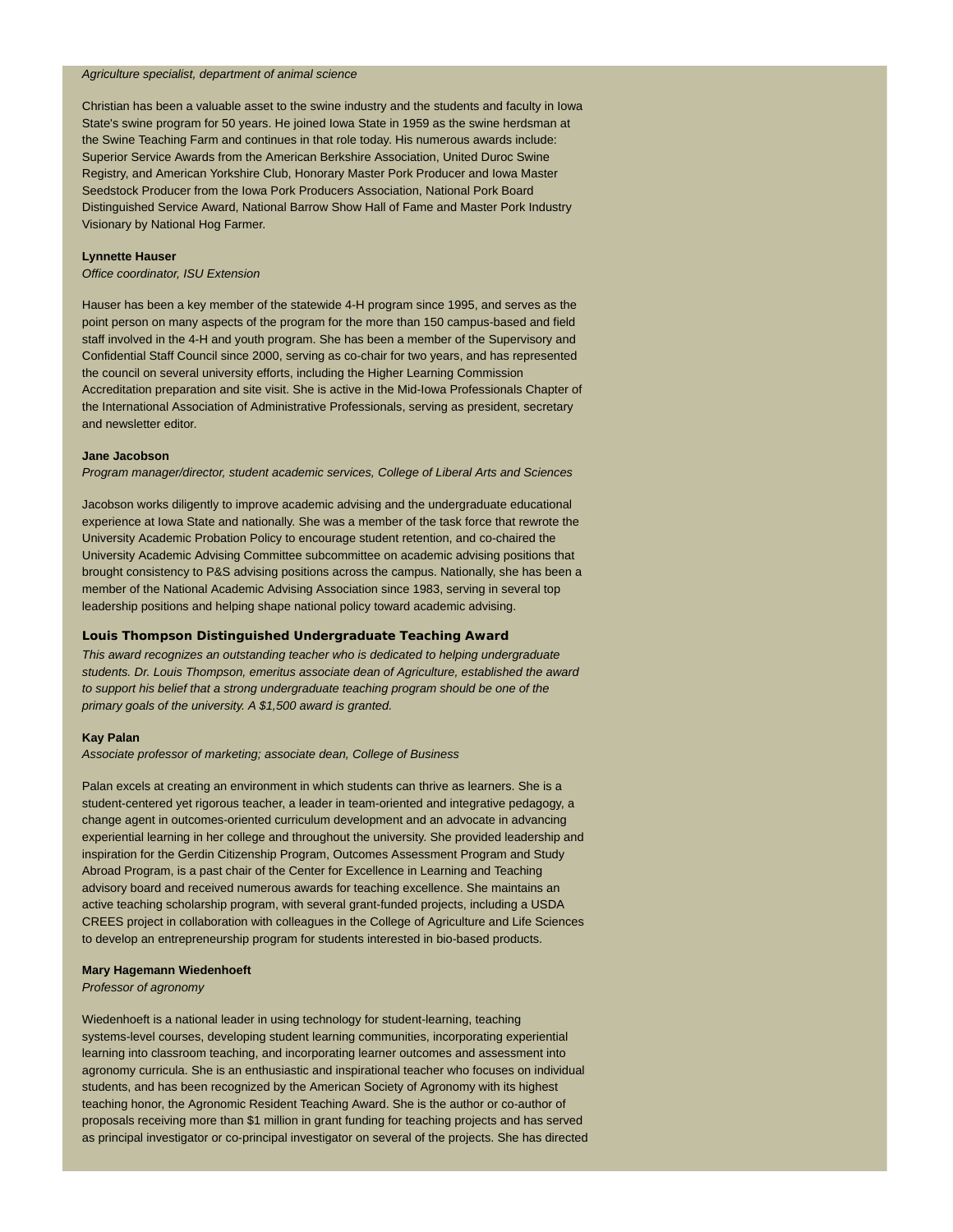*Agriculture specialist, department of animal science*

Christian has been a valuable asset to the swine industry and the students and faculty in Iowa State's swine program for 50 years. He joined Iowa State in 1959 as the swine herdsman at the Swine Teaching Farm and continues in that role today. His numerous awards include: Superior Service Awards from the American Berkshire Association, United Duroc Swine Registry, and American Yorkshire Club, Honorary Master Pork Producer and Iowa Master Seedstock Producer from the Iowa Pork Producers Association, National Pork Board Distinguished Service Award, National Barrow Show Hall of Fame and Master Pork Industry Visionary by National Hog Farmer.

**Lynnette Hauser**
*Office coordinator, ISU Extension*

Hauser has been a key member of the statewide 4-H program since 1995, and serves as the point person on many aspects of the program for the more than 150 campus-based and field staff involved in the 4-H and youth program. She has been a member of the Supervisory and Confidential Staff Council since 2000, serving as co-chair for two years, and has represented the council on several university efforts, including the Higher Learning Commission Accreditation preparation and site visit. She is active in the Mid-Iowa Professionals Chapter of the International Association of Administrative Professionals, serving as president, secretary and newsletter editor.

**Jane Jacobson**
*Program manager/director, student academic services, College of Liberal Arts and Sciences*

Jacobson works diligently to improve academic advising and the undergraduate educational experience at Iowa State and nationally. She was a member of the task force that rewrote the University Academic Probation Policy to encourage student retention, and co-chaired the University Academic Advising Committee subcommittee on academic advising positions that brought consistency to P&S advising positions across the campus. Nationally, she has been a member of the National Academic Advising Association since 1983, serving in several top leadership positions and helping shape national policy toward academic advising.

### Louis Thompson Distinguished Undergraduate Teaching Award

*This award recognizes an outstanding teacher who is dedicated to helping undergraduate students. Dr. Louis Thompson, emeritus associate dean of Agriculture, established the award to support his belief that a strong undergraduate teaching program should be one of the primary goals of the university. A $1,500 award is granted.*

**Kay Palan**
*Associate professor of marketing; associate dean, College of Business*

Palan excels at creating an environment in which students can thrive as learners. She is a student-centered yet rigorous teacher, a leader in team-oriented and integrative pedagogy, a change agent in outcomes-oriented curriculum development and an advocate in advancing experiential learning in her college and throughout the university. She provided leadership and inspiration for the Gerdin Citizenship Program, Outcomes Assessment Program and Study Abroad Program, is a past chair of the Center for Excellence in Learning and Teaching advisory board and received numerous awards for teaching excellence. She maintains an active teaching scholarship program, with several grant-funded projects, including a USDA CREES project in collaboration with colleagues in the College of Agriculture and Life Sciences to develop an entrepreneurship program for students interested in bio-based products.

**Mary Hagemann Wiedenhoeft**
*Professor of agronomy*

Wiedenhoeft is a national leader in using technology for student-learning, teaching systems-level courses, developing student learning communities, incorporating experiential learning into classroom teaching, and incorporating learner outcomes and assessment into agronomy curricula. She is an enthusiastic and inspirational teacher who focuses on individual students, and has been recognized by the American Society of Agronomy with its highest teaching honor, the Agronomic Resident Teaching Award. She is the author or co-author of proposals receiving more than $1 million in grant funding for teaching projects and has served as principal investigator or co-principal investigator on several of the projects. She has directed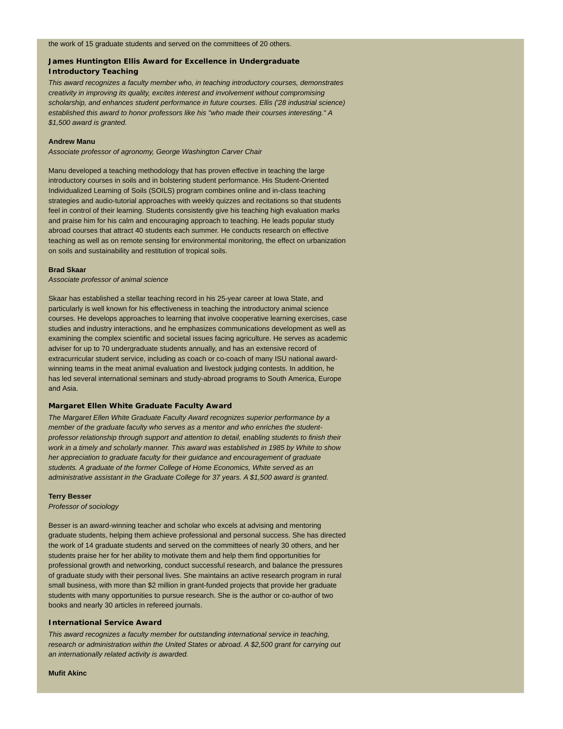the work of 15 graduate students and served on the committees of 20 others.

### James Huntington Ellis Award for Excellence in Undergraduate Introductory Teaching

*This award recognizes a faculty member who, in teaching introductory courses, demonstrates creativity in improving its quality, excites interest and involvement without compromising scholarship, and enhances student performance in future courses. Ellis ('28 industrial science) established this award to honor professors like his "who made their courses interesting." A $1,500 award is granted.*

**Andrew Manu**

*Associate professor of agronomy, George Washington Carver Chair*

Manu developed a teaching methodology that has proven effective in teaching the large introductory courses in soils and in bolstering student performance. His Student-Oriented Individualized Learning of Soils (SOILS) program combines online and in-class teaching strategies and audio-tutorial approaches with weekly quizzes and recitations so that students feel in control of their learning. Students consistently give his teaching high evaluation marks and praise him for his calm and encouraging approach to teaching. He leads popular study abroad courses that attract 40 students each summer. He conducts research on effective teaching as well as on remote sensing for environmental monitoring, the effect on urbanization on soils and sustainability and restitution of tropical soils.

**Brad Skaar**

*Associate professor of animal science*

Skaar has established a stellar teaching record in his 25-year career at Iowa State, and particularly is well known for his effectiveness in teaching the introductory animal science courses. He develops approaches to learning that involve cooperative learning exercises, case studies and industry interactions, and he emphasizes communications development as well as examining the complex scientific and societal issues facing agriculture. He serves as academic adviser for up to 70 undergraduate students annually, and has an extensive record of extracurricular student service, including as coach or co-coach of many ISU national award-winning teams in the meat animal evaluation and livestock judging contests. In addition, he has led several international seminars and study-abroad programs to South America, Europe and Asia.

### Margaret Ellen White Graduate Faculty Award

*The Margaret Ellen White Graduate Faculty Award recognizes superior performance by a member of the graduate faculty who serves as a mentor and who enriches the student-professor relationship through support and attention to detail, enabling students to finish their work in a timely and scholarly manner. This award was established in 1985 by White to show her appreciation to graduate faculty for their guidance and encouragement of graduate students. A graduate of the former College of Home Economics, White served as an administrative assistant in the Graduate College for 37 years. A $1,500 award is granted.*

**Terry Besser**

*Professor of sociology*

Besser is an award-winning teacher and scholar who excels at advising and mentoring graduate students, helping them achieve professional and personal success. She has directed the work of 14 graduate students and served on the committees of nearly 30 others, and her students praise her for her ability to motivate them and help them find opportunities for professional growth and networking, conduct successful research, and balance the pressures of graduate study with their personal lives. She maintains an active research program in rural small business, with more than $2 million in grant-funded projects that provide her graduate students with many opportunities to pursue research. She is the author or co-author of two books and nearly 30 articles in refereed journals.

### International Service Award

*This award recognizes a faculty member for outstanding international service in teaching, research or administration within the United States or abroad. A $2,500 grant for carrying out an internationally related activity is awarded.*

**Mufit Akinc**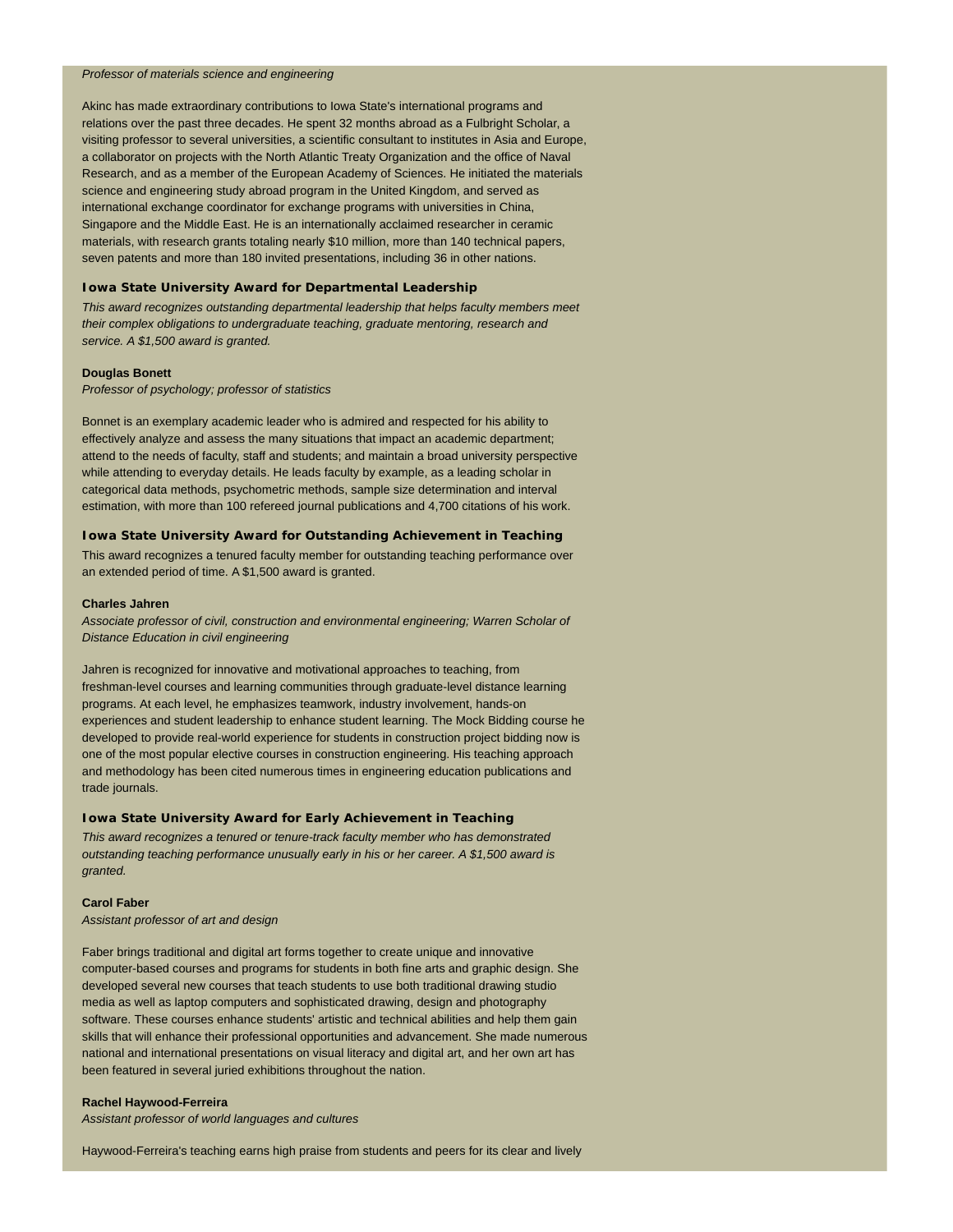*Professor of materials science and engineering*

Akinc has made extraordinary contributions to Iowa State's international programs and relations over the past three decades. He spent 32 months abroad as a Fulbright Scholar, a visiting professor to several universities, a scientific consultant to institutes in Asia and Europe, a collaborator on projects with the North Atlantic Treaty Organization and the office of Naval Research, and as a member of the European Academy of Sciences. He initiated the materials science and engineering study abroad program in the United Kingdom, and served as international exchange coordinator for exchange programs with universities in China, Singapore and the Middle East. He is an internationally acclaimed researcher in ceramic materials, with research grants totaling nearly $10 million, more than 140 technical papers, seven patents and more than 180 invited presentations, including 36 in other nations.

### Iowa State University Award for Departmental Leadership

*This award recognizes outstanding departmental leadership that helps faculty members meet their complex obligations to undergraduate teaching, graduate mentoring, research and service. A $1,500 award is granted.*

**Douglas Bonett**
*Professor of psychology; professor of statistics*

Bonnet is an exemplary academic leader who is admired and respected for his ability to effectively analyze and assess the many situations that impact an academic department; attend to the needs of faculty, staff and students; and maintain a broad university perspective while attending to everyday details. He leads faculty by example, as a leading scholar in categorical data methods, psychometric methods, sample size determination and interval estimation, with more than 100 refereed journal publications and 4,700 citations of his work.

### Iowa State University Award for Outstanding Achievement in Teaching

This award recognizes a tenured faculty member for outstanding teaching performance over an extended period of time. A $1,500 award is granted.

**Charles Jahren**
*Associate professor of civil, construction and environmental engineering; Warren Scholar of Distance Education in civil engineering*

Jahren is recognized for innovative and motivational approaches to teaching, from freshman-level courses and learning communities through graduate-level distance learning programs. At each level, he emphasizes teamwork, industry involvement, hands-on experiences and student leadership to enhance student learning. The Mock Bidding course he developed to provide real-world experience for students in construction project bidding now is one of the most popular elective courses in construction engineering. His teaching approach and methodology has been cited numerous times in engineering education publications and trade journals.

### Iowa State University Award for Early Achievement in Teaching

*This award recognizes a tenured or tenure-track faculty member who has demonstrated outstanding teaching performance unusually early in his or her career. A $1,500 award is granted.*

**Carol Faber**
*Assistant professor of art and design*

Faber brings traditional and digital art forms together to create unique and innovative computer-based courses and programs for students in both fine arts and graphic design. She developed several new courses that teach students to use both traditional drawing studio media as well as laptop computers and sophisticated drawing, design and photography software. These courses enhance students' artistic and technical abilities and help them gain skills that will enhance their professional opportunities and advancement. She made numerous national and international presentations on visual literacy and digital art, and her own art has been featured in several juried exhibitions throughout the nation.

**Rachel Haywood-Ferreira**
*Assistant professor of world languages and cultures*

Haywood-Ferreira's teaching earns high praise from students and peers for its clear and lively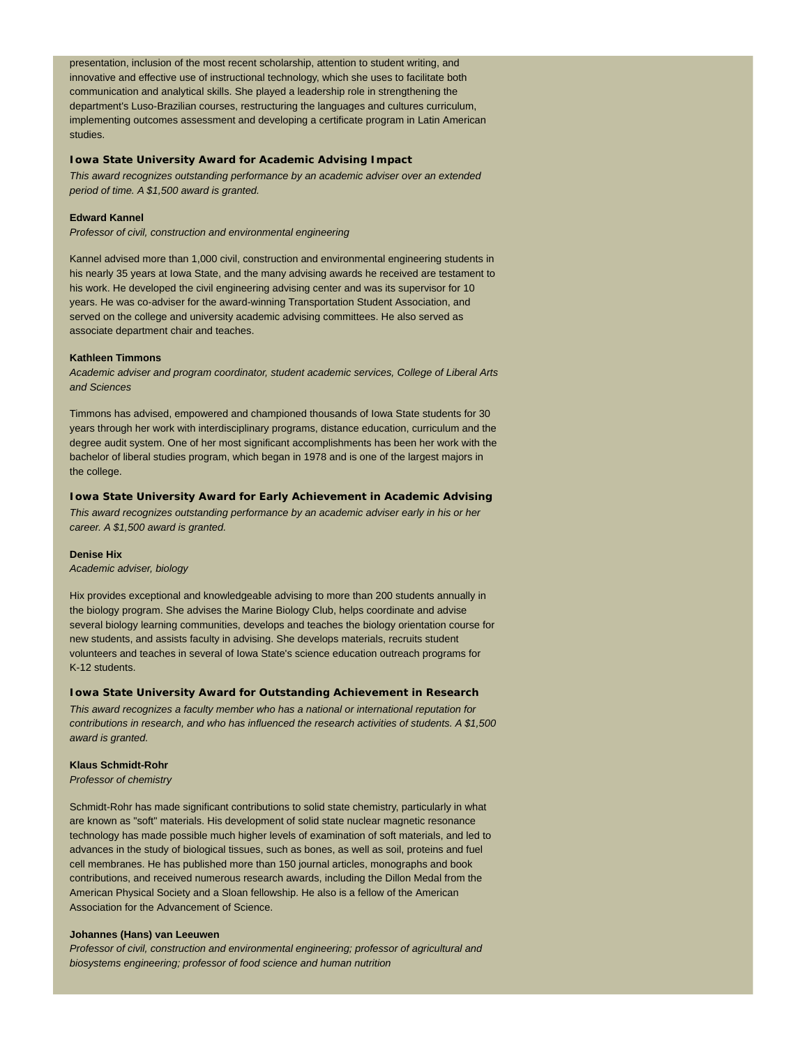presentation, inclusion of the most recent scholarship, attention to student writing, and innovative and effective use of instructional technology, which she uses to facilitate both communication and analytical skills. She played a leadership role in strengthening the department's Luso-Brazilian courses, restructuring the languages and cultures curriculum, implementing outcomes assessment and developing a certificate program in Latin American studies.

### Iowa State University Award for Academic Advising Impact

*This award recognizes outstanding performance by an academic adviser over an extended period of time. A $1,500 award is granted.*

**Edward Kannel**

*Professor of civil, construction and environmental engineering*

Kannel advised more than 1,000 civil, construction and environmental engineering students in his nearly 35 years at Iowa State, and the many advising awards he received are testament to his work. He developed the civil engineering advising center and was its supervisor for 10 years. He was co-adviser for the award-winning Transportation Student Association, and served on the college and university academic advising committees. He also served as associate department chair and teaches.

**Kathleen Timmons**

*Academic adviser and program coordinator, student academic services, College of Liberal Arts and Sciences*

Timmons has advised, empowered and championed thousands of Iowa State students for 30 years through her work with interdisciplinary programs, distance education, curriculum and the degree audit system. One of her most significant accomplishments has been her work with the bachelor of liberal studies program, which began in 1978 and is one of the largest majors in the college.

### Iowa State University Award for Early Achievement in Academic Advising

*This award recognizes outstanding performance by an academic adviser early in his or her career. A $1,500 award is granted.*

**Denise Hix**

*Academic adviser, biology*

Hix provides exceptional and knowledgeable advising to more than 200 students annually in the biology program. She advises the Marine Biology Club, helps coordinate and advise several biology learning communities, develops and teaches the biology orientation course for new students, and assists faculty in advising. She develops materials, recruits student volunteers and teaches in several of Iowa State's science education outreach programs for K-12 students.

### Iowa State University Award for Outstanding Achievement in Research

*This award recognizes a faculty member who has a national or international reputation for contributions in research, and who has influenced the research activities of students. A $1,500 award is granted.*

**Klaus Schmidt-Rohr**

*Professor of chemistry*

Schmidt-Rohr has made significant contributions to solid state chemistry, particularly in what are known as "soft" materials. His development of solid state nuclear magnetic resonance technology has made possible much higher levels of examination of soft materials, and led to advances in the study of biological tissues, such as bones, as well as soil, proteins and fuel cell membranes. He has published more than 150 journal articles, monographs and book contributions, and received numerous research awards, including the Dillon Medal from the American Physical Society and a Sloan fellowship. He also is a fellow of the American Association for the Advancement of Science.

**Johannes (Hans) van Leeuwen**

*Professor of civil, construction and environmental engineering; professor of agricultural and biosystems engineering; professor of food science and human nutrition*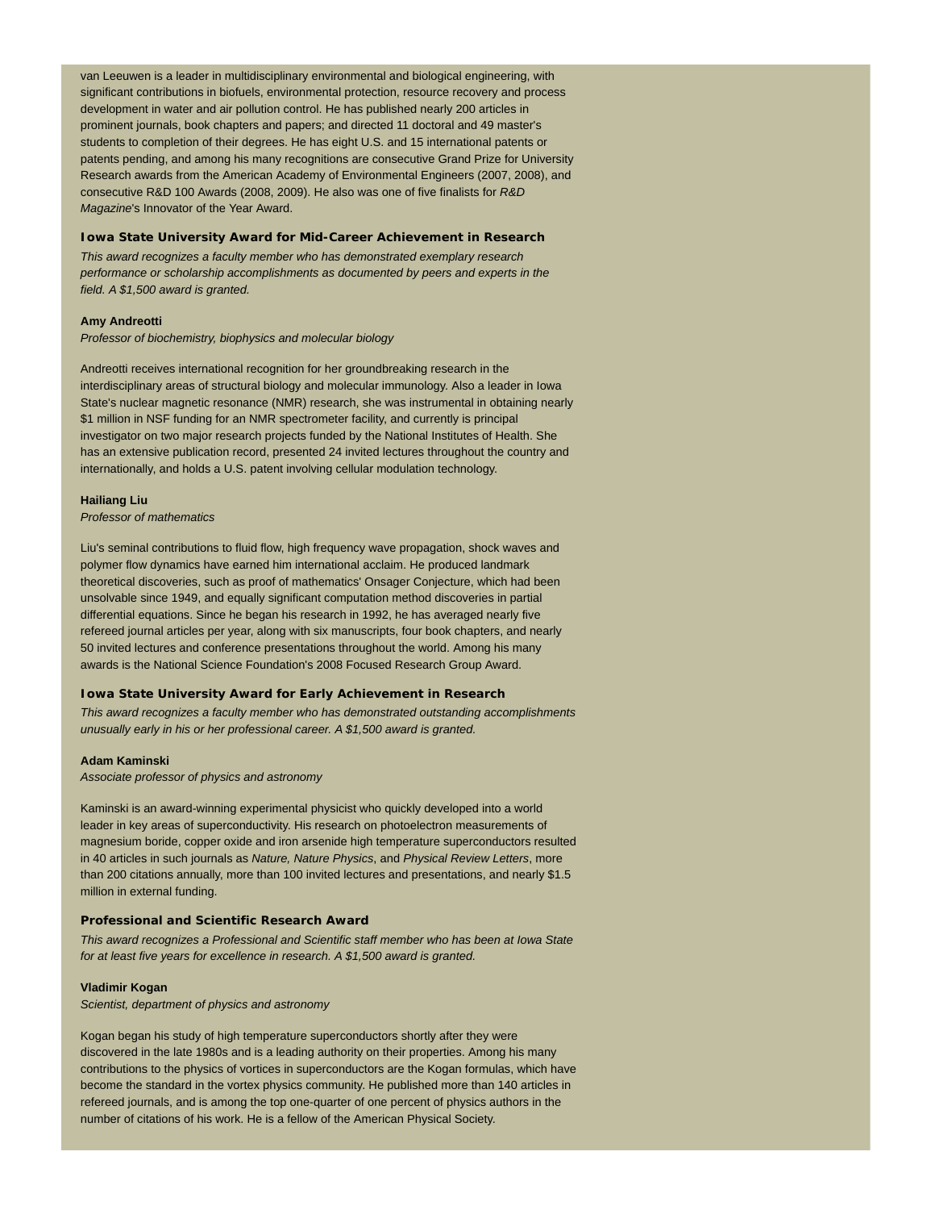van Leeuwen is a leader in multidisciplinary environmental and biological engineering, with significant contributions in biofuels, environmental protection, resource recovery and process development in water and air pollution control. He has published nearly 200 articles in prominent journals, book chapters and papers; and directed 11 doctoral and 49 master's students to completion of their degrees. He has eight U.S. and 15 international patents or patents pending, and among his many recognitions are consecutive Grand Prize for University Research awards from the American Academy of Environmental Engineers (2007, 2008), and consecutive R&D 100 Awards (2008, 2009). He also was one of five finalists for *R&D Magazine*'s Innovator of the Year Award.

### Iowa State University Award for Mid-Career Achievement in Research

*This award recognizes a faculty member who has demonstrated exemplary research performance or scholarship accomplishments as documented by peers and experts in the field. A $1,500 award is granted.*

**Amy Andreotti**
*Professor of biochemistry, biophysics and molecular biology*

Andreotti receives international recognition for her groundbreaking research in the interdisciplinary areas of structural biology and molecular immunology. Also a leader in Iowa State's nuclear magnetic resonance (NMR) research, she was instrumental in obtaining nearly $1 million in NSF funding for an NMR spectrometer facility, and currently is principal investigator on two major research projects funded by the National Institutes of Health. She has an extensive publication record, presented 24 invited lectures throughout the country and internationally, and holds a U.S. patent involving cellular modulation technology.

**Hailiang Liu**
*Professor of mathematics*

Liu's seminal contributions to fluid flow, high frequency wave propagation, shock waves and polymer flow dynamics have earned him international acclaim. He produced landmark theoretical discoveries, such as proof of mathematics' Onsager Conjecture, which had been unsolvable since 1949, and equally significant computation method discoveries in partial differential equations. Since he began his research in 1992, he has averaged nearly five refereed journal articles per year, along with six manuscripts, four book chapters, and nearly 50 invited lectures and conference presentations throughout the world. Among his many awards is the National Science Foundation's 2008 Focused Research Group Award.

### Iowa State University Award for Early Achievement in Research

*This award recognizes a faculty member who has demonstrated outstanding accomplishments unusually early in his or her professional career. A $1,500 award is granted.*

**Adam Kaminski**
*Associate professor of physics and astronomy*

Kaminski is an award-winning experimental physicist who quickly developed into a world leader in key areas of superconductivity. His research on photoelectron measurements of magnesium boride, copper oxide and iron arsenide high temperature superconductors resulted in 40 articles in such journals as *Nature, Nature Physics*, and *Physical Review Letters*, more than 200 citations annually, more than 100 invited lectures and presentations, and nearly $1.5 million in external funding.

### Professional and Scientific Research Award

*This award recognizes a Professional and Scientific staff member who has been at Iowa State for at least five years for excellence in research. A $1,500 award is granted.*

**Vladimir Kogan**
*Scientist, department of physics and astronomy*

Kogan began his study of high temperature superconductors shortly after they were discovered in the late 1980s and is a leading authority on their properties. Among his many contributions to the physics of vortices in superconductors are the Kogan formulas, which have become the standard in the vortex physics community. He published more than 140 articles in refereed journals, and is among the top one-quarter of one percent of physics authors in the number of citations of his work. He is a fellow of the American Physical Society.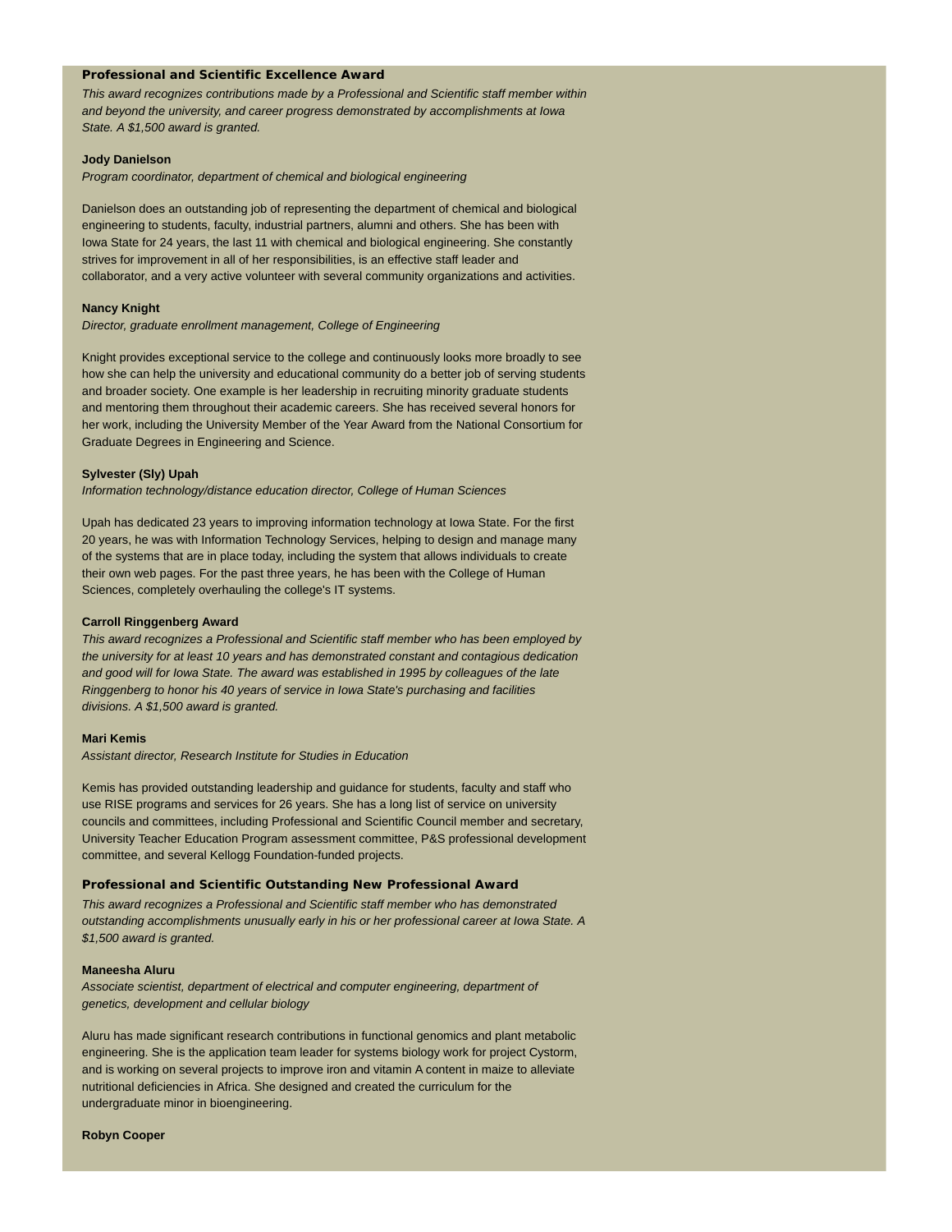## Professional and Scientific Excellence Award

*This award recognizes contributions made by a Professional and Scientific staff member within and beyond the university, and career progress demonstrated by accomplishments at Iowa State. A $1,500 award is granted.*

**Jody Danielson**

*Program coordinator, department of chemical and biological engineering*

Danielson does an outstanding job of representing the department of chemical and biological engineering to students, faculty, industrial partners, alumni and others. She has been with Iowa State for 24 years, the last 11 with chemical and biological engineering. She constantly strives for improvement in all of her responsibilities, is an effective staff leader and collaborator, and a very active volunteer with several community organizations and activities.

**Nancy Knight**

*Director, graduate enrollment management, College of Engineering*

Knight provides exceptional service to the college and continuously looks more broadly to see how she can help the university and educational community do a better job of serving students and broader society. One example is her leadership in recruiting minority graduate students and mentoring them throughout their academic careers. She has received several honors for her work, including the University Member of the Year Award from the National Consortium for Graduate Degrees in Engineering and Science.

**Sylvester (Sly) Upah**

*Information technology/distance education director, College of Human Sciences*

Upah has dedicated 23 years to improving information technology at Iowa State. For the first 20 years, he was with Information Technology Services, helping to design and manage many of the systems that are in place today, including the system that allows individuals to create their own web pages. For the past three years, he has been with the College of Human Sciences, completely overhauling the college's IT systems.

**Carroll Ringgenberg Award**

*This award recognizes a Professional and Scientific staff member who has been employed by the university for at least 10 years and has demonstrated constant and contagious dedication and good will for Iowa State. The award was established in 1995 by colleagues of the late Ringgenberg to honor his 40 years of service in Iowa State's purchasing and facilities divisions. A $1,500 award is granted.*

**Mari Kemis**

*Assistant director, Research Institute for Studies in Education*

Kemis has provided outstanding leadership and guidance for students, faculty and staff who use RISE programs and services for 26 years. She has a long list of service on university councils and committees, including Professional and Scientific Council member and secretary, University Teacher Education Program assessment committee, P&S professional development committee, and several Kellogg Foundation-funded projects.

## Professional and Scientific Outstanding New Professional Award

*This award recognizes a Professional and Scientific staff member who has demonstrated outstanding accomplishments unusually early in his or her professional career at Iowa State. A $1,500 award is granted.*

**Maneesha Aluru**

*Associate scientist, department of electrical and computer engineering, department of genetics, development and cellular biology*

Aluru has made significant research contributions in functional genomics and plant metabolic engineering. She is the application team leader for systems biology work for project Cystorm, and is working on several projects to improve iron and vitamin A content in maize to alleviate nutritional deficiencies in Africa. She designed and created the curriculum for the undergraduate minor in bioengineering.

**Robyn Cooper**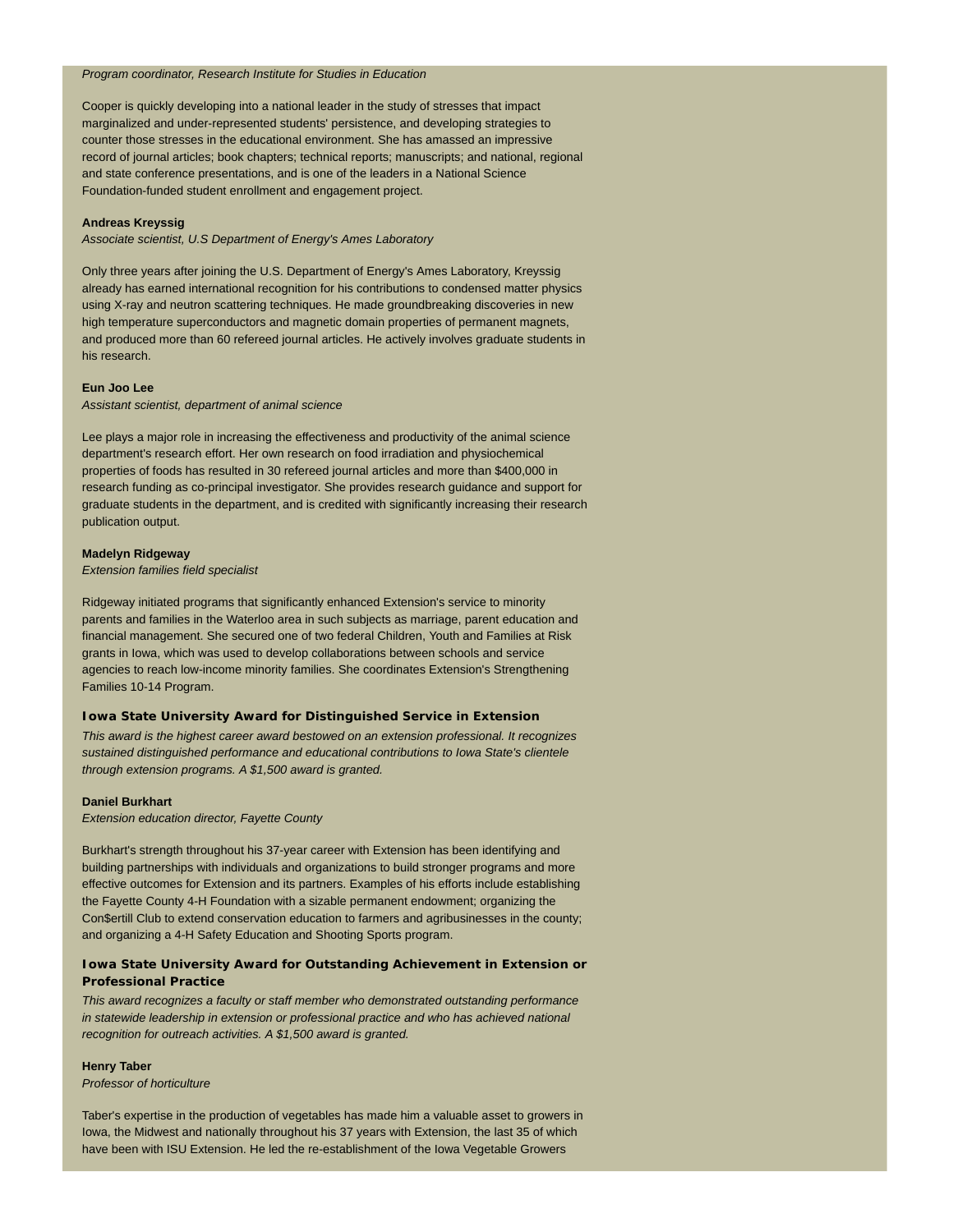*Program coordinator, Research Institute for Studies in Education*

Cooper is quickly developing into a national leader in the study of stresses that impact marginalized and under-represented students' persistence, and developing strategies to counter those stresses in the educational environment. She has amassed an impressive record of journal articles; book chapters; technical reports; manuscripts; and national, regional and state conference presentations, and is one of the leaders in a National Science Foundation-funded student enrollment and engagement project.

**Andreas Kreyssig**

*Associate scientist, U.S Department of Energy's Ames Laboratory*

Only three years after joining the U.S. Department of Energy's Ames Laboratory, Kreyssig already has earned international recognition for his contributions to condensed matter physics using X-ray and neutron scattering techniques. He made groundbreaking discoveries in new high temperature superconductors and magnetic domain properties of permanent magnets, and produced more than 60 refereed journal articles. He actively involves graduate students in his research.

**Eun Joo Lee**

*Assistant scientist, department of animal science*

Lee plays a major role in increasing the effectiveness and productivity of the animal science department's research effort. Her own research on food irradiation and physiochemical properties of foods has resulted in 30 refereed journal articles and more than $400,000 in research funding as co-principal investigator. She provides research guidance and support for graduate students in the department, and is credited with significantly increasing their research publication output.

**Madelyn Ridgeway**

*Extension families field specialist*

Ridgeway initiated programs that significantly enhanced Extension's service to minority parents and families in the Waterloo area in such subjects as marriage, parent education and financial management. She secured one of two federal Children, Youth and Families at Risk grants in Iowa, which was used to develop collaborations between schools and service agencies to reach low-income minority families. She coordinates Extension's Strengthening Families 10-14 Program.

### Iowa State University Award for Distinguished Service in Extension

*This award is the highest career award bestowed on an extension professional. It recognizes sustained distinguished performance and educational contributions to Iowa State's clientele through extension programs. A $1,500 award is granted.*

**Daniel Burkhart**

*Extension education director, Fayette County*

Burkhart's strength throughout his 37-year career with Extension has been identifying and building partnerships with individuals and organizations to build stronger programs and more effective outcomes for Extension and its partners. Examples of his efforts include establishing the Fayette County 4-H Foundation with a sizable permanent endowment; organizing the Con$ertill Club to extend conservation education to farmers and agribusinesses in the county; and organizing a 4-H Safety Education and Shooting Sports program.

### Iowa State University Award for Outstanding Achievement in Extension or Professional Practice

*This award recognizes a faculty or staff member who demonstrated outstanding performance in statewide leadership in extension or professional practice and who has achieved national recognition for outreach activities. A $1,500 award is granted.*

**Henry Taber**

*Professor of horticulture*

Taber's expertise in the production of vegetables has made him a valuable asset to growers in Iowa, the Midwest and nationally throughout his 37 years with Extension, the last 35 of which have been with ISU Extension. He led the re-establishment of the Iowa Vegetable Growers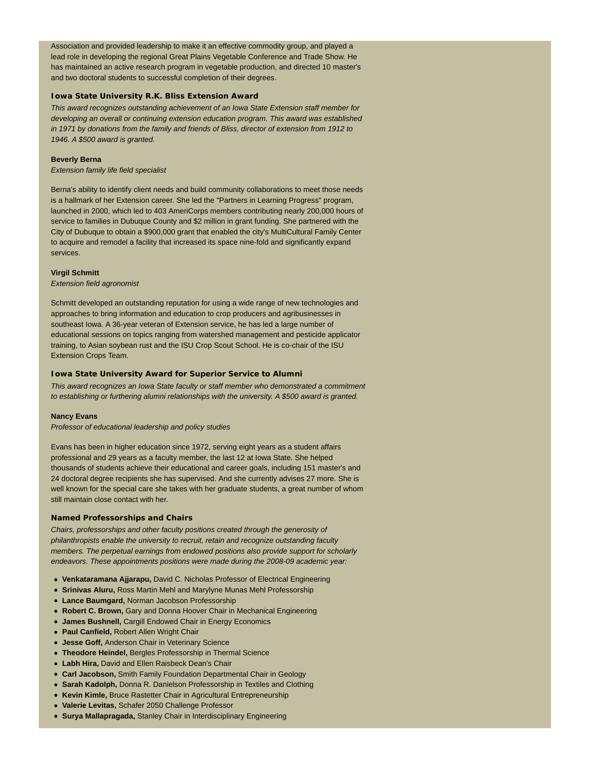Association and provided leadership to make it an effective commodity group, and played a lead role in developing the regional Great Plains Vegetable Conference and Trade Show. He has maintained an active research program in vegetable production, and directed 10 master's and two doctoral students to successful completion of their degrees.

### Iowa State University R.K. Bliss Extension Award

*This award recognizes outstanding achievement of an Iowa State Extension staff member for developing an overall or continuing extension education program. This award was established in 1971 by donations from the family and friends of Bliss, director of extension from 1912 to 1946. A $500 award is granted.*

**Beverly Berna**

*Extension family life field specialist*

Berna's ability to identify client needs and build community collaborations to meet those needs is a hallmark of her Extension career. She led the "Partners in Learning Progress" program, launched in 2000, which led to 403 AmeriCorps members contributing nearly 200,000 hours of service to families in Dubuque County and $2 million in grant funding. She partnered with the City of Dubuque to obtain a $900,000 grant that enabled the city's MultiCultural Family Center to acquire and remodel a facility that increased its space nine-fold and significantly expand services.

**Virgil Schmitt**

*Extension field agronomist*

Schmitt developed an outstanding reputation for using a wide range of new technologies and approaches to bring information and education to crop producers and agribusinesses in southeast Iowa. A 36-year veteran of Extension service, he has led a large number of educational sessions on topics ranging from watershed management and pesticide applicator training, to Asian soybean rust and the ISU Crop Scout School. He is co-chair of the ISU Extension Crops Team.

### Iowa State University Award for Superior Service to Alumni

*This award recognizes an Iowa State faculty or staff member who demonstrated a commitment to establishing or furthering alumni relationships with the university. A $500 award is granted.*

**Nancy Evans**

*Professor of educational leadership and policy studies*

Evans has been in higher education since 1972, serving eight years as a student affairs professional and 29 years as a faculty member, the last 12 at Iowa State. She helped thousands of students achieve their educational and career goals, including 151 master's and 24 doctoral degree recipients she has supervised. And she currently advises 27 more. She is well known for the special care she takes with her graduate students, a great number of whom still maintain close contact with her.

### Named Professorships and Chairs

*Chairs, professorships and other faculty positions created through the generosity of philanthropists enable the university to recruit, retain and recognize outstanding faculty members. The perpetual earnings from endowed positions also provide support for scholarly endeavors. These appointments positions were made during the 2008-09 academic year:*

- **Venkataramana Ajjarapu,** David C. Nicholas Professor of Electrical Engineering
- **Srinivas Aluru,** Ross Martin Mehl and Marylyne Munas Mehl Professorship
- **Lance Baumgard,** Norman Jacobson Professorship
- **Robert C. Brown,** Gary and Donna Hoover Chair in Mechanical Engineering
- **James Bushnell,** Cargill Endowed Chair in Energy Economics
- **Paul Canfield,** Robert Allen Wright Chair
- **Jesse Goff,** Anderson Chair in Veterinary Science
- **Theodore Heindel,** Bergles Professorship in Thermal Science
- **Labh Hira,** David and Ellen Raisbeck Dean's Chair
- **Carl Jacobson,** Smith Family Foundation Departmental Chair in Geology
- **Sarah Kadolph,** Donna R. Danielson Professorship in Textiles and Clothing
- **Kevin Kimle,** Bruce Rastetter Chair in Agricultural Entrepreneurship
- **Valerie Levitas,** Schafer 2050 Challenge Professor
- **Surya Mallapragada,** Stanley Chair in Interdisciplinary Engineering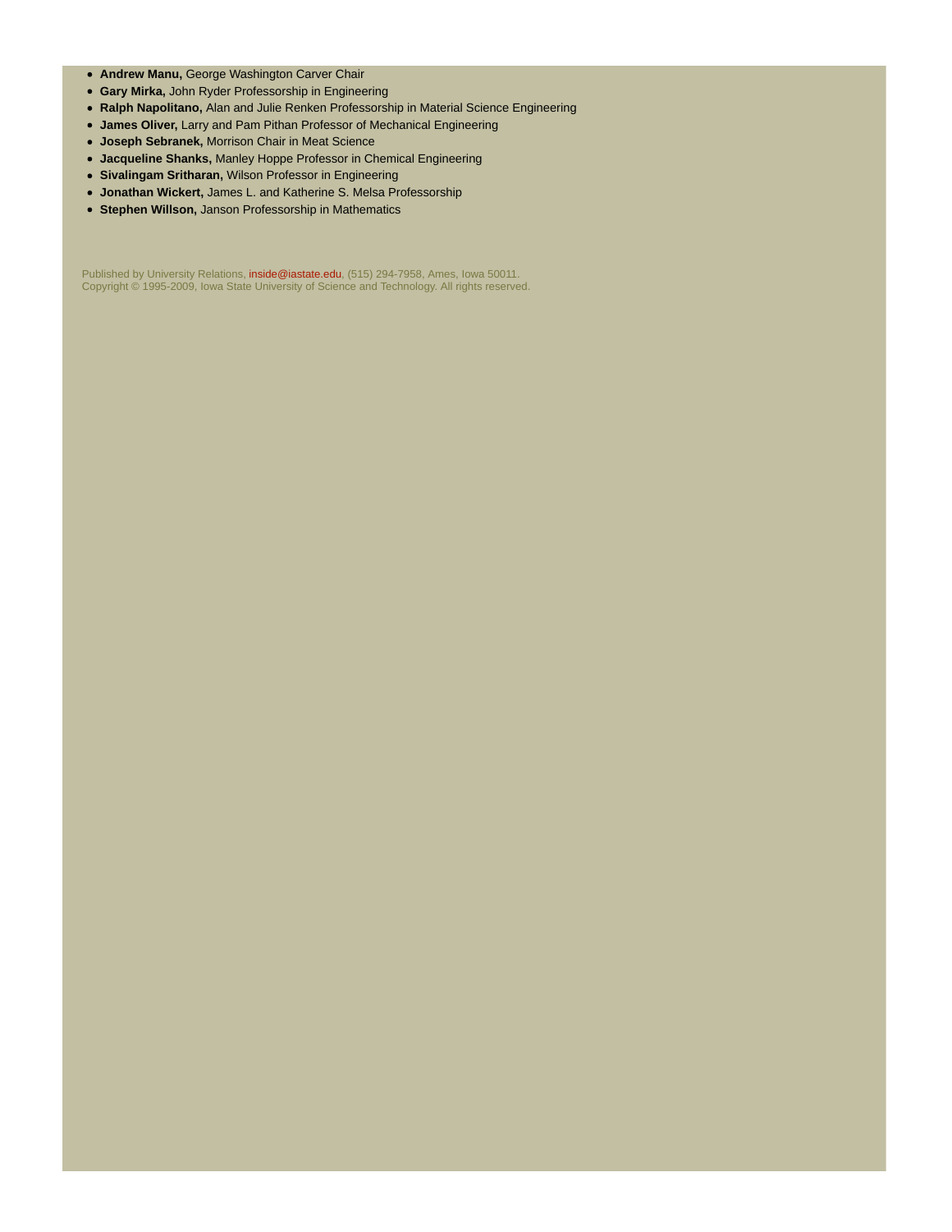- **Andrew Manu,** George Washington Carver Chair
- **Gary Mirka,** John Ryder Professorship in Engineering
- **Ralph Napolitano,** Alan and Julie Renken Professorship in Material Science Engineering
- **James Oliver,** Larry and Pam Pithan Professor of Mechanical Engineering
- **Joseph Sebranek,** Morrison Chair in Meat Science
- **Jacqueline Shanks,** Manley Hoppe Professor in Chemical Engineering
- **Sivalingam Sritharan,** Wilson Professor in Engineering
- **Jonathan Wickert,** James L. and Katherine S. Melsa Professorship
- **Stephen Willson,** Janson Professorship in Mathematics

Published by University Relations, inside@iastate.edu, (515) 294-7958, Ames, Iowa 50011.
Copyright © 1995-2009, Iowa State University of Science and Technology. All rights reserved.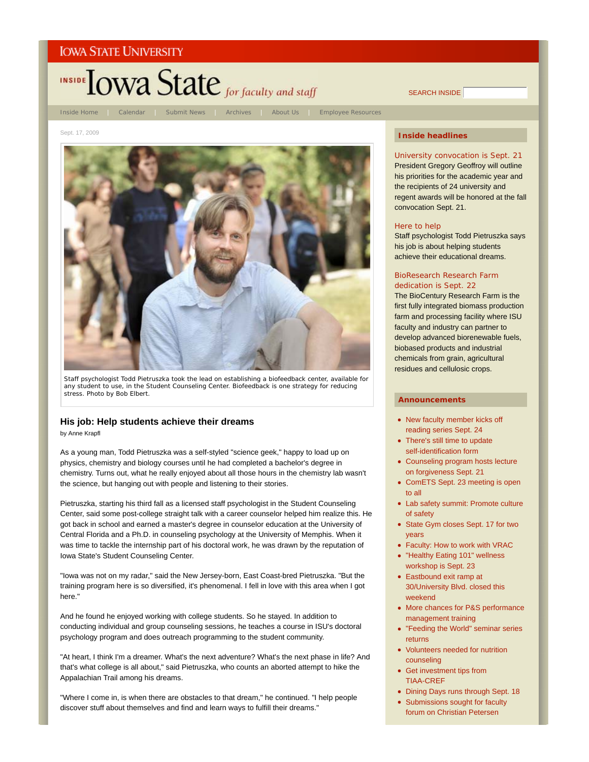IOWA STATE UNIVERSITY

INSIDE Iowa State *for faculty and staff*

SEARCH INSIDE

Inside Home | Calendar | Submit News | Archives | About Us | Employee Resources

Sept. 17, 2009

Staff psychologist Todd Pietruszka took the lead on establishing a biofeedback center, available for any student to use, in the Student Counseling Center. Biofeedback is one strategy for reducing stress. Photo by Bob Elbert.

## His job: Help students achieve their dreams

by Anne Krapfl

As a young man, Todd Pietruszka was a self-styled "science geek," happy to load up on physics, chemistry and biology courses until he had completed a bachelor's degree in chemistry. Turns out, what he really enjoyed about all those hours in the chemistry lab wasn't the science, but hanging out with people and listening to their stories.

Pietruszka, starting his third fall as a licensed staff psychologist in the Student Counseling Center, said some post-college straight talk with a career counselor helped him realize this. He got back in school and earned a master's degree in counselor education at the University of Central Florida and a Ph.D. in counseling psychology at the University of Memphis. When it was time to tackle the internship part of his doctoral work, he was drawn by the reputation of Iowa State's Student Counseling Center.

"Iowa was not on my radar," said the New Jersey-born, East Coast-bred Pietruszka. "But the training program here is so diversified, it's phenomenal. I fell in love with this area when I got here."

And he found he enjoyed working with college students. So he stayed. In addition to conducting individual and group counseling sessions, he teaches a course in ISU's doctoral psychology program and does outreach programming to the student community.

"At heart, I think I'm a dreamer. What's the next adventure? What's the next phase in life? And that's what college is all about," said Pietruszka, who counts an aborted attempt to hike the Appalachian Trail among his dreams.

"Where I come in, is when there are obstacles to that dream," he continued. "I help people discover stuff about themselves and find and learn ways to fulfill their dreams."

### Inside headlines

**University convocation is Sept. 21**
President Gregory Geoffroy will outline his priorities for the academic year and the recipients of 24 university and regent awards will be honored at the fall convocation Sept. 21.

**Here to help**
Staff psychologist Todd Pietruszka says his job is about helping students achieve their educational dreams.

**BioResearch Research Farm dedication is Sept. 22**
The BioCentury Research Farm is the first fully integrated biomass production farm and processing facility where ISU faculty and industry can partner to develop advanced biorenewable fuels, biobased products and industrial chemicals from grain, agricultural residues and cellulosic crops.

### Announcements

- New faculty member kicks off reading series Sept. 24
- There's still time to update self-identification form
- Counseling program hosts lecture on forgiveness Sept. 21
- ComETS Sept. 23 meeting is open to all
- Lab safety summit: Promote culture of safety
- State Gym closes Sept. 17 for two years
- Faculty: How to work with VRAC
- "Healthy Eating 101" wellness workshop is Sept. 23
- Eastbound exit ramp at 30/University Blvd. closed this weekend
- More chances for P&S performance management training
- "Feeding the World" seminar series returns
- Volunteers needed for nutrition counseling
- Get investment tips from TIAA-CREF
- Dining Days runs through Sept. 18
- Submissions sought for faculty forum on Christian Petersen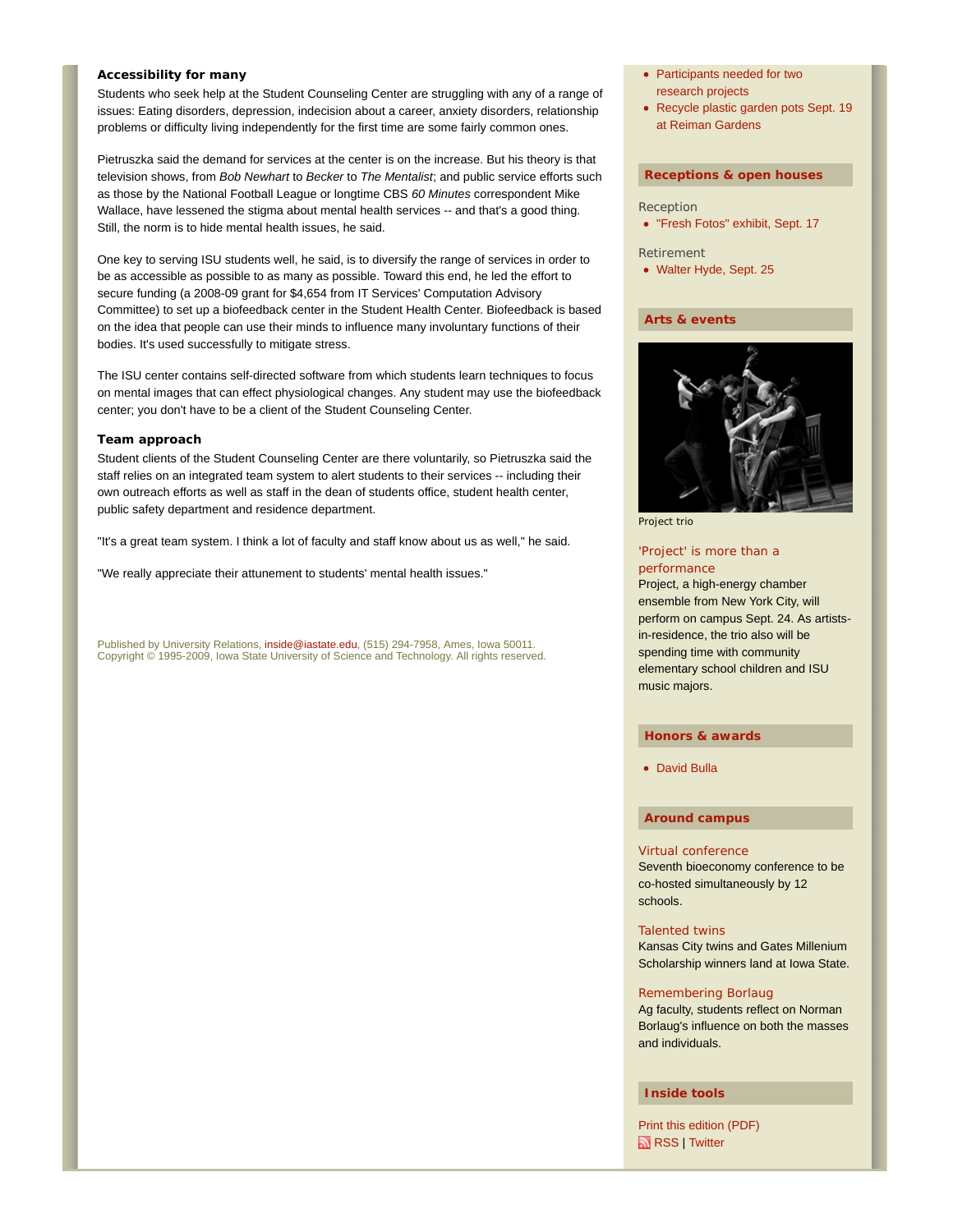### Accessibility for many

Students who seek help at the Student Counseling Center are struggling with any of a range of issues: Eating disorders, depression, indecision about a career, anxiety disorders, relationship problems or difficulty living independently for the first time are some fairly common ones.

Pietruszka said the demand for services at the center is on the increase. But his theory is that television shows, from *Bob Newhart* to *Becker* to *The Mentalist*; and public service efforts such as those by the National Football League or longtime CBS *60 Minutes* correspondent Mike Wallace, have lessened the stigma about mental health services -- and that's a good thing. Still, the norm is to hide mental health issues, he said.

One key to serving ISU students well, he said, is to diversify the range of services in order to be as accessible as possible to as many as possible. Toward this end, he led the effort to secure funding (a 2008-09 grant for $4,654 from IT Services' Computation Advisory Committee) to set up a biofeedback center in the Student Health Center. Biofeedback is based on the idea that people can use their minds to influence many involuntary functions of their bodies. It's used successfully to mitigate stress.

The ISU center contains self-directed software from which students learn techniques to focus on mental images that can effect physiological changes. Any student may use the biofeedback center; you don't have to be a client of the Student Counseling Center.

### Team approach

Student clients of the Student Counseling Center are there voluntarily, so Pietruszka said the staff relies on an integrated team system to alert students to their services -- including their own outreach efforts as well as staff in the dean of students office, student health center, public safety department and residence department.

"It's a great team system. I think a lot of faculty and staff know about us as well," he said.

"We really appreciate their attunement to students' mental health issues."

Published by University Relations, inside@iastate.edu, (515) 294-7958, Ames, Iowa 50011.
Copyright © 1995-2009, Iowa State University of Science and Technology. All rights reserved.

- Participants needed for two research projects
- Recycle plastic garden pots Sept. 19 at Reiman Gardens

## Receptions & open houses

Reception

- "Fresh Fotos" exhibit, Sept. 17

Retirement

- Walter Hyde, Sept. 25

## Arts & events

Project trio

**'Project' is more than a performance**

Project, a high-energy chamber ensemble from New York City, will perform on campus Sept. 24. As artists-in-residence, the trio also will be spending time with community elementary school children and ISU music majors.

## Honors & awards

- David Bulla

## Around campus

**Virtual conference**

Seventh bioeconomy conference to be co-hosted simultaneously by 12 schools.

**Talented twins**

Kansas City twins and Gates Millenium Scholarship winners land at Iowa State.

**Remembering Borlaug**

Ag faculty, students reflect on Norman Borlaug's influence on both the masses and individuals.

## Inside tools

Print this edition (PDF)

RSS | Twitter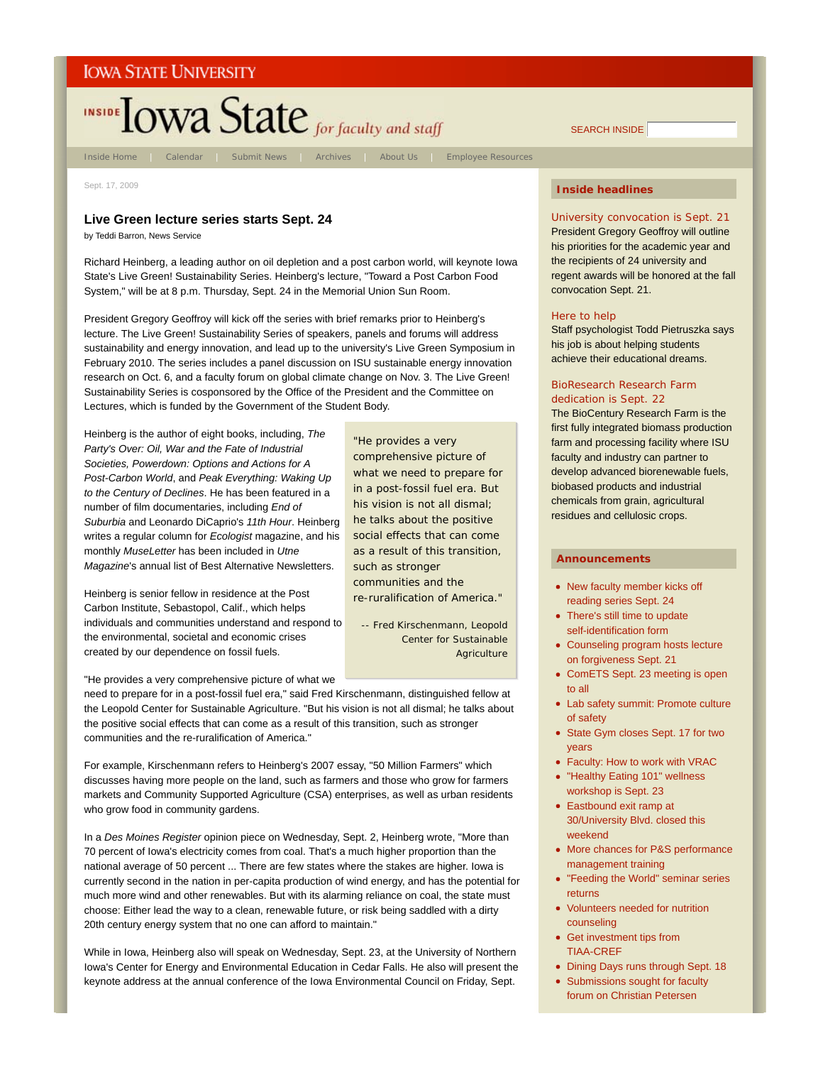IOWA STATE UNIVERSITY

INSIDE Iowa State *for faculty and staff*

SEARCH INSIDE

Inside Home | Calendar | Submit News | Archives | About Us | Employee Resources

Sept. 17, 2009

## Live Green lecture series starts Sept. 24

by Teddi Barron, News Service

Richard Heinberg, a leading author on oil depletion and a post carbon world, will keynote Iowa State's Live Green! Sustainability Series. Heinberg's lecture, "Toward a Post Carbon Food System," will be at 8 p.m. Thursday, Sept. 24 in the Memorial Union Sun Room.

President Gregory Geoffroy will kick off the series with brief remarks prior to Heinberg's lecture. The Live Green! Sustainability Series of speakers, panels and forums will address sustainability and energy innovation, and lead up to the university's Live Green Symposium in February 2010. The series includes a panel discussion on ISU sustainable energy innovation research on Oct. 6, and a faculty forum on global climate change on Nov. 3. The Live Green! Sustainability Series is cosponsored by the Office of the President and the Committee on Lectures, which is funded by the Government of the Student Body.

Heinberg is the author of eight books, including, *The Party's Over: Oil, War and the Fate of Industrial Societies, Powerdown: Options and Actions for A Post-Carbon World*, and *Peak Everything: Waking Up to the Century of Declines*. He has been featured in a number of film documentaries, including *End of Suburbia* and Leonardo DiCaprio's *11th Hour*. Heinberg writes a regular column for *Ecologist* magazine, and his monthly *MuseLetter* has been included in *Utne Magazine*'s annual list of Best Alternative Newsletters.

Heinberg is senior fellow in residence at the Post Carbon Institute, Sebastopol, Calif., which helps individuals and communities understand and respond to the environmental, societal and economic crises created by our dependence on fossil fuels.

> "He provides a very comprehensive picture of what we need to prepare for in a post-fossil fuel era. But his vision is not all dismal; he talks about the positive social effects that can come as a result of this transition, such as stronger communities and the re-ruralification of America."
>
> -- Fred Kirschenmann, Leopold Center for Sustainable Agriculture

"He provides a very comprehensive picture of what we need to prepare for in a post-fossil fuel era," said Fred Kirschenmann, distinguished fellow at the Leopold Center for Sustainable Agriculture. "But his vision is not all dismal; he talks about the positive social effects that can come as a result of this transition, such as stronger communities and the re-ruralification of America."

For example, Kirschenmann refers to Heinberg's 2007 essay, "50 Million Farmers" which discusses having more people on the land, such as farmers and those who grow for farmers markets and Community Supported Agriculture (CSA) enterprises, as well as urban residents who grow food in community gardens.

In a *Des Moines Register* opinion piece on Wednesday, Sept. 2, Heinberg wrote, "More than 70 percent of Iowa's electricity comes from coal. That's a much higher proportion than the national average of 50 percent ... There are few states where the stakes are higher. Iowa is currently second in the nation in per-capita production of wind energy, and has the potential for much more wind and other renewables. But with its alarming reliance on coal, the state must choose: Either lead the way to a clean, renewable future, or risk being saddled with a dirty 20th century energy system that no one can afford to maintain."

While in Iowa, Heinberg also will speak on Wednesday, Sept. 23, at the University of Northern Iowa's Center for Energy and Environmental Education in Cedar Falls. He also will present the keynote address at the annual conference of the Iowa Environmental Council on Friday, Sept.

### Inside headlines

**University convocation is Sept. 21**
President Gregory Geoffroy will outline his priorities for the academic year and the recipients of 24 university and regent awards will be honored at the fall convocation Sept. 21.

**Here to help**
Staff psychologist Todd Pietruszka says his job is about helping students achieve their educational dreams.

**BioResearch Research Farm dedication is Sept. 22**
The BioCentury Research Farm is the first fully integrated biomass production farm and processing facility where ISU faculty and industry can partner to develop advanced biorenewable fuels, biobased products and industrial chemicals from grain, agricultural residues and cellulosic crops.

### Announcements

- New faculty member kicks off reading series Sept. 24
- There's still time to update self-identification form
- Counseling program hosts lecture on forgiveness Sept. 21
- ComETS Sept. 23 meeting is open to all
- Lab safety summit: Promote culture of safety
- State Gym closes Sept. 17 for two years
- Faculty: How to work with VRAC
- "Healthy Eating 101" wellness workshop is Sept. 23
- Eastbound exit ramp at 30/University Blvd. closed this weekend
- More chances for P&S performance management training
- "Feeding the World" seminar series returns
- Volunteers needed for nutrition counseling
- Get investment tips from TIAA-CREF
- Dining Days runs through Sept. 18
- Submissions sought for faculty forum on Christian Petersen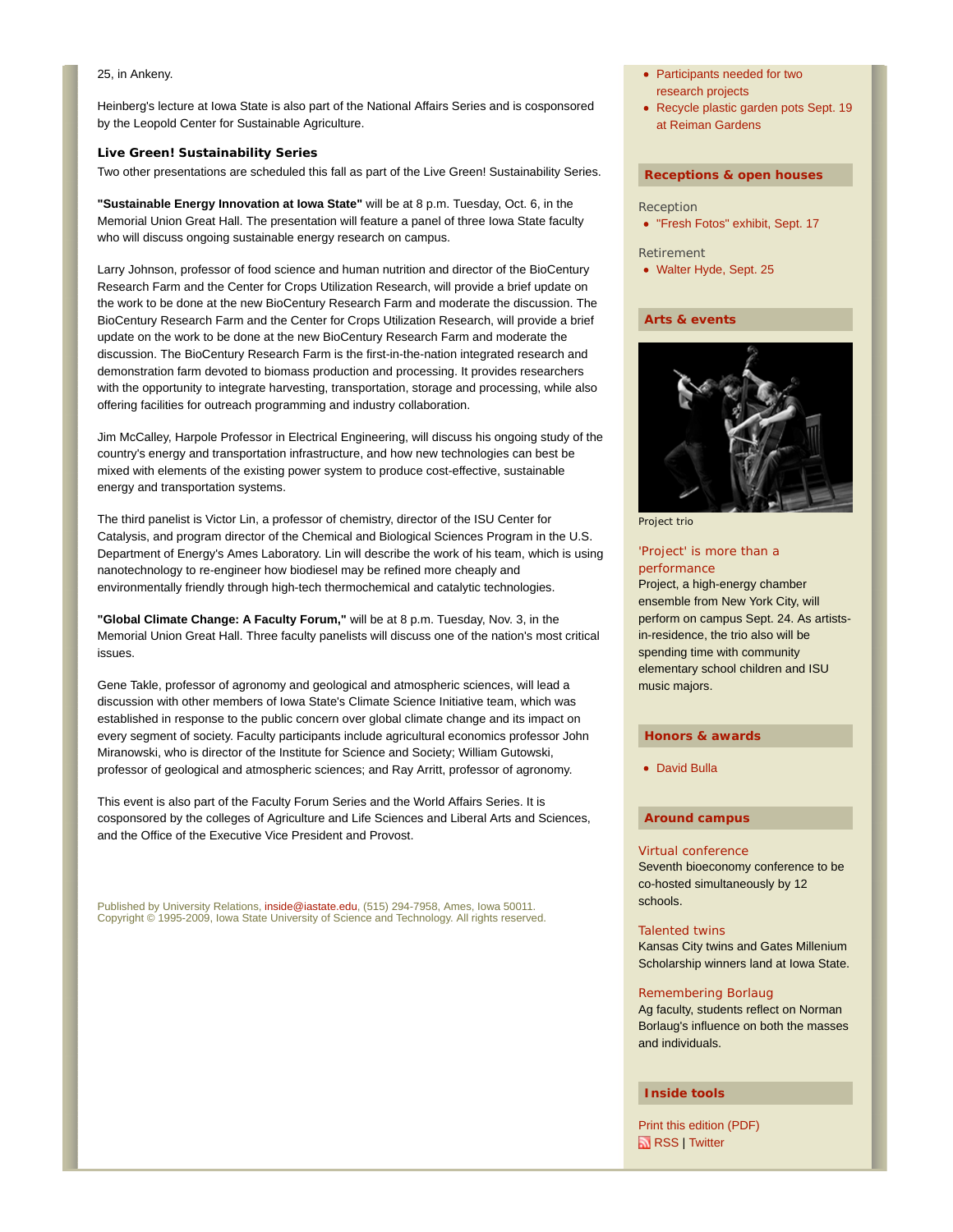25, in Ankeny.

Heinberg's lecture at Iowa State is also part of the National Affairs Series and is cosponsored by the Leopold Center for Sustainable Agriculture.

### Live Green! Sustainability Series

Two other presentations are scheduled this fall as part of the Live Green! Sustainability Series.

**"Sustainable Energy Innovation at Iowa State"** will be at 8 p.m. Tuesday, Oct. 6, in the Memorial Union Great Hall. The presentation will feature a panel of three Iowa State faculty who will discuss ongoing sustainable energy research on campus.

Larry Johnson, professor of food science and human nutrition and director of the BioCentury Research Farm and the Center for Crops Utilization Research, will provide a brief update on the work to be done at the new BioCentury Research Farm and moderate the discussion. The BioCentury Research Farm and the Center for Crops Utilization Research, will provide a brief update on the work to be done at the new BioCentury Research Farm and moderate the discussion. The BioCentury Research Farm is the first-in-the-nation integrated research and demonstration farm devoted to biomass production and processing. It provides researchers with the opportunity to integrate harvesting, transportation, storage and processing, while also offering facilities for outreach programming and industry collaboration.

Jim McCalley, Harpole Professor in Electrical Engineering, will discuss his ongoing study of the country's energy and transportation infrastructure, and how new technologies can best be mixed with elements of the existing power system to produce cost-effective, sustainable energy and transportation systems.

The third panelist is Victor Lin, a professor of chemistry, director of the ISU Center for Catalysis, and program director of the Chemical and Biological Sciences Program in the U.S. Department of Energy's Ames Laboratory. Lin will describe the work of his team, which is using nanotechnology to re-engineer how biodiesel may be refined more cheaply and environmentally friendly through high-tech thermochemical and catalytic technologies.

**"Global Climate Change: A Faculty Forum,"** will be at 8 p.m. Tuesday, Nov. 3, in the Memorial Union Great Hall. Three faculty panelists will discuss one of the nation's most critical issues.

Gene Takle, professor of agronomy and geological and atmospheric sciences, will lead a discussion with other members of Iowa State's Climate Science Initiative team, which was established in response to the public concern over global climate change and its impact on every segment of society. Faculty participants include agricultural economics professor John Miranowski, who is director of the Institute for Science and Society; William Gutowski, professor of geological and atmospheric sciences; and Ray Arritt, professor of agronomy.

This event is also part of the Faculty Forum Series and the World Affairs Series. It is cosponsored by the colleges of Agriculture and Life Sciences and Liberal Arts and Sciences, and the Office of the Executive Vice President and Provost.

Published by University Relations, inside@iastate.edu, (515) 294-7958, Ames, Iowa 50011.
Copyright © 1995-2009, Iowa State University of Science and Technology. All rights reserved.

- Participants needed for two research projects
- Recycle plastic garden pots Sept. 19 at Reiman Gardens

## Receptions & open houses

Reception

- "Fresh Fotos" exhibit, Sept. 17

Retirement

- Walter Hyde, Sept. 25

## Arts & events

Project trio

'Project' is more than a performance

Project, a high-energy chamber ensemble from New York City, will perform on campus Sept. 24. As artists-in-residence, the trio also will be spending time with community elementary school children and ISU music majors.

## Honors & awards

- David Bulla

## Around campus

Virtual conference

Seventh bioeconomy conference to be co-hosted simultaneously by 12 schools.

Talented twins

Kansas City twins and Gates Millenium Scholarship winners land at Iowa State.

Remembering Borlaug

Ag faculty, students reflect on Norman Borlaug's influence on both the masses and individuals.

## Inside tools

Print this edition (PDF)

RSS | Twitter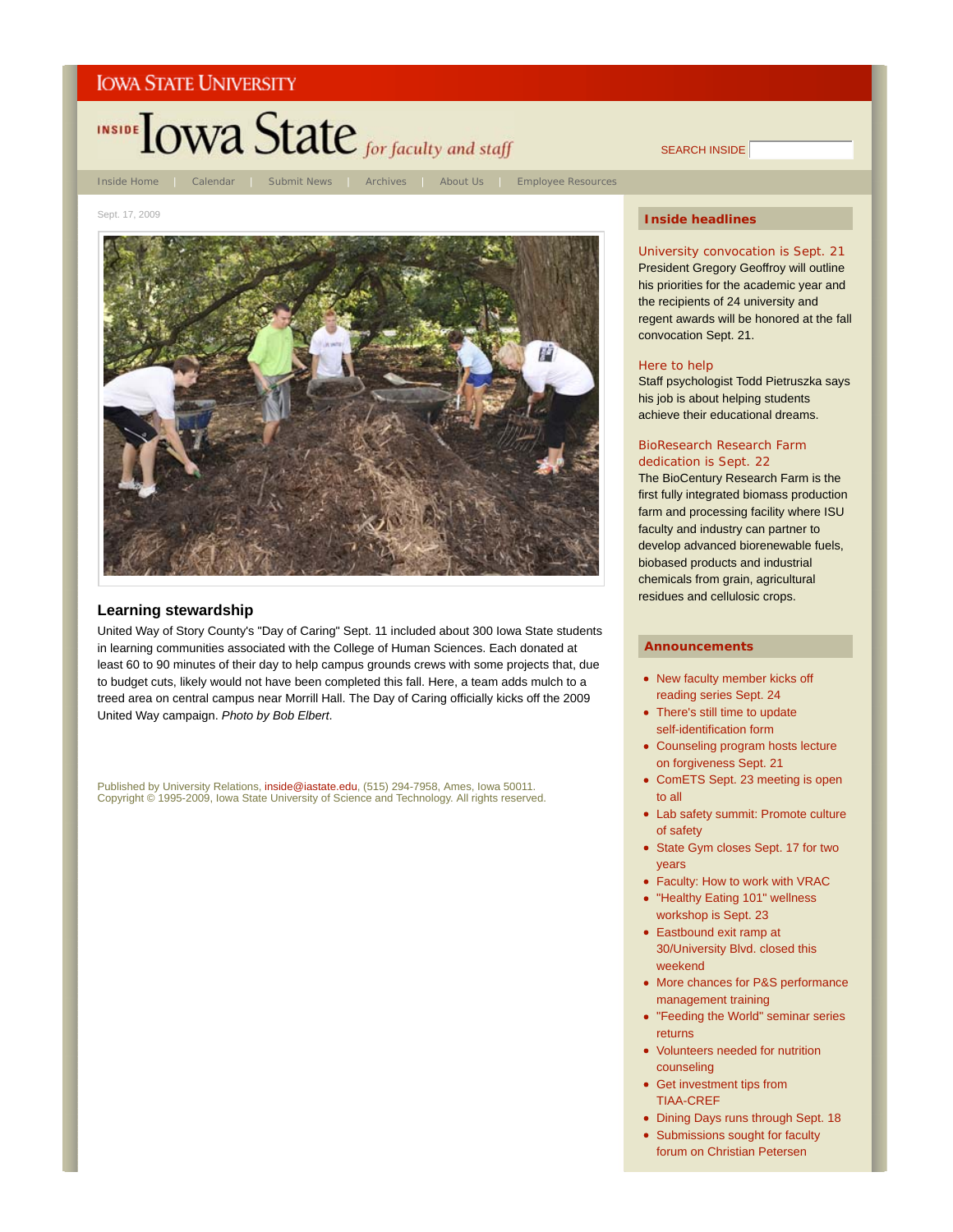Iowa State University

INSIDE Iowa State *for faculty and staff*

SEARCH INSIDE

Inside Home | Calendar | Submit News | Archives | About Us | Employee Resources

Sept. 17, 2009

## Learning stewardship

United Way of Story County's "Day of Caring" Sept. 11 included about 300 Iowa State students in learning communities associated with the College of Human Sciences. Each donated at least 60 to 90 minutes of their day to help campus grounds crews with some projects that, due to budget cuts, likely would not have been completed this fall. Here, a team adds mulch to a treed area on central campus near Morrill Hall. The Day of Caring officially kicks off the 2009 United Way campaign. *Photo by Bob Elbert*.

Published by University Relations, inside@iastate.edu, (515) 294-7958, Ames, Iowa 50011.
Copyright © 1995-2009, Iowa State University of Science and Technology. All rights reserved.

### Inside headlines

**University convocation is Sept. 21**
President Gregory Geoffroy will outline his priorities for the academic year and the recipients of 24 university and regent awards will be honored at the fall convocation Sept. 21.

**Here to help**
Staff psychologist Todd Pietruszka says his job is about helping students achieve their educational dreams.

**BioResearch Research Farm dedication is Sept. 22**
The BioCentury Research Farm is the first fully integrated biomass production farm and processing facility where ISU faculty and industry can partner to develop advanced biorenewable fuels, biobased products and industrial chemicals from grain, agricultural residues and cellulosic crops.

### Announcements

- New faculty member kicks off reading series Sept. 24
- There's still time to update self-identification form
- Counseling program hosts lecture on forgiveness Sept. 21
- ComETS Sept. 23 meeting is open to all
- Lab safety summit: Promote culture of safety
- State Gym closes Sept. 17 for two years
- Faculty: How to work with VRAC
- "Healthy Eating 101" wellness workshop is Sept. 23
- Eastbound exit ramp at 30/University Blvd. closed this weekend
- More chances for P&S performance management training
- "Feeding the World" seminar series returns
- Volunteers needed for nutrition counseling
- Get investment tips from TIAA-CREF
- Dining Days runs through Sept. 18
- Submissions sought for faculty forum on Christian Petersen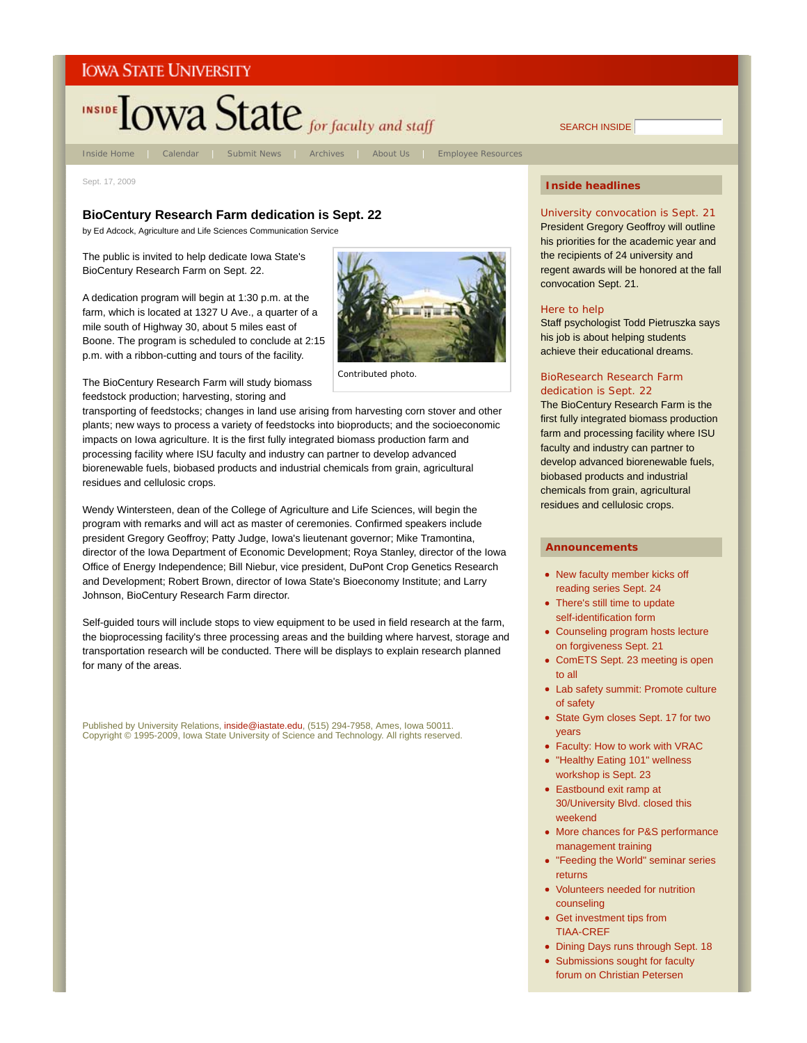Iowa State University

# Inside Iowa State *for faculty and staff*

SEARCH INSIDE

Inside Home | Calendar | Submit News | Archives | About Us | Employee Resources

Sept. 17, 2009

## BioCentury Research Farm dedication is Sept. 22

by Ed Adcock, Agriculture and Life Sciences Communication Service

The public is invited to help dedicate Iowa State's BioCentury Research Farm on Sept. 22.

A dedication program will begin at 1:30 p.m. at the farm, which is located at 1327 U Ave., a quarter of a mile south of Highway 30, about 5 miles east of Boone. The program is scheduled to conclude at 2:15 p.m. with a ribbon-cutting and tours of the facility.

Contributed photo.

The BioCentury Research Farm will study biomass feedstock production; harvesting, storing and transporting of feedstocks; changes in land use arising from harvesting corn stover and other plants; new ways to process a variety of feedstocks into bioproducts; and the socioeconomic impacts on Iowa agriculture. It is the first fully integrated biomass production farm and processing facility where ISU faculty and industry can partner to develop advanced biorenewable fuels, biobased products and industrial chemicals from grain, agricultural residues and cellulosic crops.

Wendy Wintersteen, dean of the College of Agriculture and Life Sciences, will begin the program with remarks and will act as master of ceremonies. Confirmed speakers include president Gregory Geoffroy; Patty Judge, Iowa's lieutenant governor; Mike Tramontina, director of the Iowa Department of Economic Development; Roya Stanley, director of the Iowa Office of Energy Independence; Bill Niebur, vice president, DuPont Crop Genetics Research and Development; Robert Brown, director of Iowa State's Bioeconomy Institute; and Larry Johnson, BioCentury Research Farm director.

Self-guided tours will include stops to view equipment to be used in field research at the farm, the bioprocessing facility's three processing areas and the building where harvest, storage and transportation research will be conducted. There will be displays to explain research planned for many of the areas.

Published by University Relations, inside@iastate.edu, (515) 294-7958, Ames, Iowa 50011.
Copyright © 1995-2009, Iowa State University of Science and Technology. All rights reserved.

### Inside headlines

**University convocation is Sept. 21**
President Gregory Geoffroy will outline his priorities for the academic year and the recipients of 24 university and regent awards will be honored at the fall convocation Sept. 21.

**Here to help**
Staff psychologist Todd Pietruszka says his job is about helping students achieve their educational dreams.

**BioResearch Research Farm dedication is Sept. 22**
The BioCentury Research Farm is the first fully integrated biomass production farm and processing facility where ISU faculty and industry can partner to develop advanced biorenewable fuels, biobased products and industrial chemicals from grain, agricultural residues and cellulosic crops.

### Announcements

- New faculty member kicks off reading series Sept. 24
- There's still time to update self-identification form
- Counseling program hosts lecture on forgiveness Sept. 21
- ComETS Sept. 23 meeting is open to all
- Lab safety summit: Promote culture of safety
- State Gym closes Sept. 17 for two years
- Faculty: How to work with VRAC
- "Healthy Eating 101" wellness workshop is Sept. 23
- Eastbound exit ramp at 30/University Blvd. closed this weekend
- More chances for P&S performance management training
- "Feeding the World" seminar series returns
- Volunteers needed for nutrition counseling
- Get investment tips from TIAA-CREF
- Dining Days runs through Sept. 18
- Submissions sought for faculty forum on Christian Petersen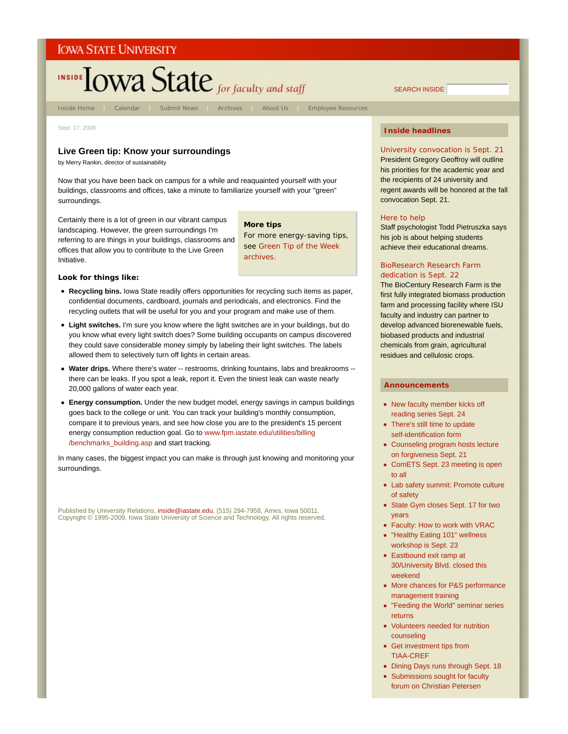Iowa State University

# Inside Iowa State *for faculty and staff*

SEARCH INSIDE

Inside Home | Calendar | Submit News | Archives | About Us | Employee Resources

Sept. 17, 2009

## Live Green tip: Know your surroundings

by Merry Rankin, director of sustainability

Now that you have been back on campus for a while and reaquainted yourself with your buildings, classrooms and offices, take a minute to familiarize yourself with your "green" surroundings.

Certainly there is a lot of green in our vibrant campus landscaping. However, the green surroundings I'm referring to are things in your buildings, classrooms and offices that allow you to contribute to the Live Green Initiative.

> **More tips**
> For more energy-saving tips, see Green Tip of the Week archives.

### Look for things like:

- **Recycling bins.** Iowa State readily offers opportunities for recycling such items as paper, confidential documents, cardboard, journals and periodicals, and electronics. Find the recycling outlets that will be useful for you and your program and make use of them.
- **Light switches.** I'm sure you know where the light switches are in your buildings, but do you know what every light switch does? Some building occupants on campus discovered they could save considerable money simply by labeling their light switches. The labels allowed them to selectively turn off lights in certain areas.
- **Water drips.** Where there's water -- restrooms, drinking fountains, labs and breakrooms -- there can be leaks. If you spot a leak, report it. Even the tiniest leak can waste nearly 20,000 gallons of water each year.
- **Energy consumption.** Under the new budget model, energy savings in campus buildings goes back to the college or unit. You can track your building's monthly consumption, compare it to previous years, and see how close you are to the president's 15 percent energy consumption reduction goal. Go to www.fpm.iastate.edu/utilities/billing/benchmarks_building.asp and start tracking.

In many cases, the biggest impact you can make is through just knowing and monitoring your surroundings.

Published by University Relations, inside@iastate.edu, (515) 294-7958, Ames, Iowa 50011.
Copyright © 1995-2009, Iowa State University of Science and Technology. All rights reserved.

### Inside headlines

**University convocation is Sept. 21**
President Gregory Geoffroy will outline his priorities for the academic year and the recipients of 24 university and regent awards will be honored at the fall convocation Sept. 21.

**Here to help**
Staff psychologist Todd Pietruszka says his job is about helping students achieve their educational dreams.

**BioResearch Research Farm dedication is Sept. 22**
The BioCentury Research Farm is the first fully integrated biomass production farm and processing facility where ISU faculty and industry can partner to develop advanced biorenewable fuels, biobased products and industrial chemicals from grain, agricultural residues and cellulosic crops.

### Announcements

- New faculty member kicks off reading series Sept. 24
- There's still time to update self-identification form
- Counseling program hosts lecture on forgiveness Sept. 21
- ComETS Sept. 23 meeting is open to all
- Lab safety summit: Promote culture of safety
- State Gym closes Sept. 17 for two years
- Faculty: How to work with VRAC
- "Healthy Eating 101" wellness workshop is Sept. 23
- Eastbound exit ramp at 30/University Blvd. closed this weekend
- More chances for P&S performance management training
- "Feeding the World" seminar series returns
- Volunteers needed for nutrition counseling
- Get investment tips from TIAA-CREF
- Dining Days runs through Sept. 18
- Submissions sought for faculty forum on Christian Petersen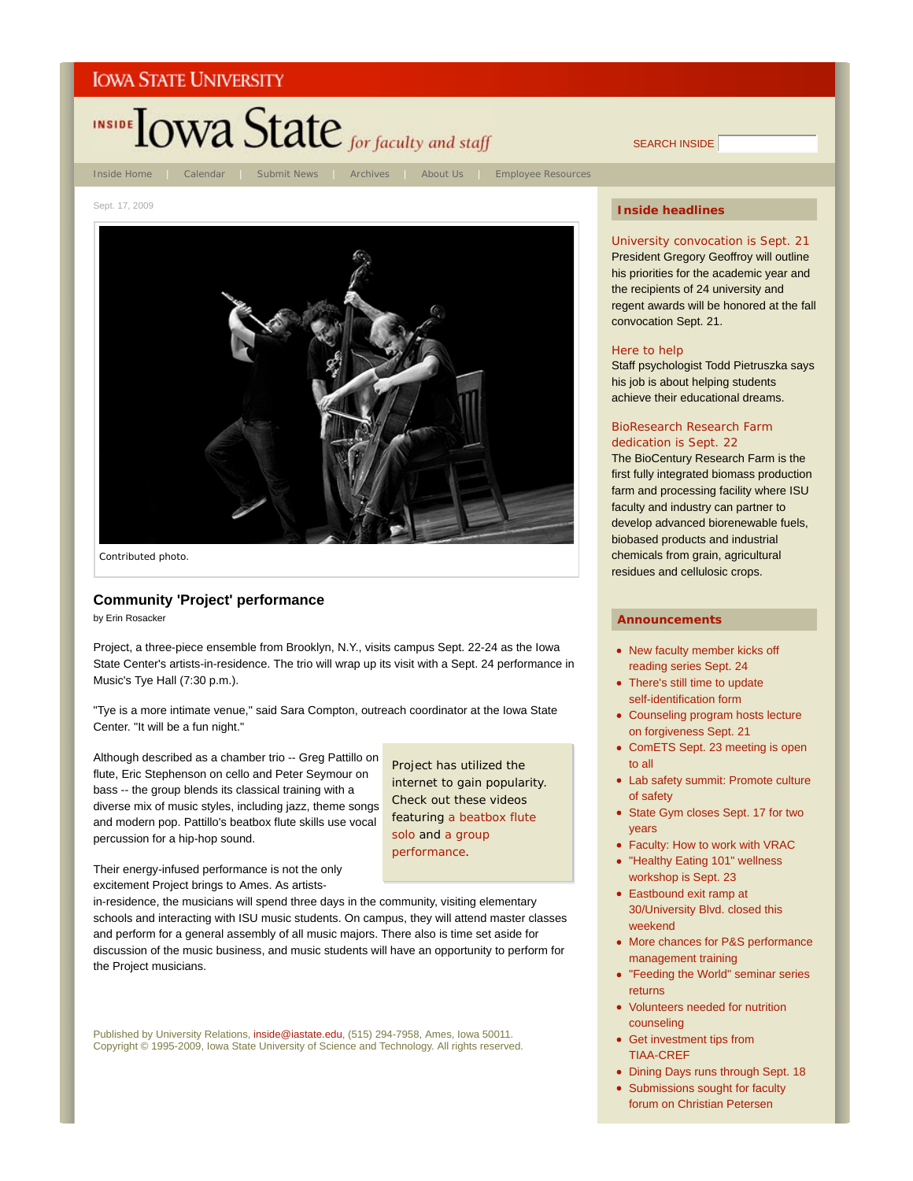Sept. 17, 2009

Contributed photo.

## Community 'Project' performance

by Erin Rosacker

Project, a three-piece ensemble from Brooklyn, N.Y., visits campus Sept. 22-24 as the Iowa State Center's artists-in-residence. The trio will wrap up its visit with a Sept. 24 performance in Music's Tye Hall (7:30 p.m.).

"Tye is a more intimate venue," said Sara Compton, outreach coordinator at the Iowa State Center. "It will be a fun night."

Although described as a chamber trio -- Greg Pattillo on flute, Eric Stephenson on cello and Peter Seymour on bass -- the group blends its classical training with a diverse mix of music styles, including jazz, theme songs and modern pop. Pattillo's beatbox flute skills use vocal percussion for a hip-hop sound.

> Project has utilized the internet to gain popularity. Check out these videos featuring a beatbox flute solo and a group performance.

Their energy-infused performance is not the only excitement Project brings to Ames. As artists-in-residence, the musicians will spend three days in the community, visiting elementary schools and interacting with ISU music students. On campus, they will attend master classes and perform for a general assembly of all music majors. There also is time set aside for discussion of the music business, and music students will have an opportunity to perform for the Project musicians.

Published by University Relations, inside@iastate.edu, (515) 294-7958, Ames, Iowa 50011.
Copyright © 1995-2009, Iowa State University of Science and Technology. All rights reserved.

### Inside headlines

**University convocation is Sept. 21**
President Gregory Geoffroy will outline his priorities for the academic year and the recipients of 24 university and regent awards will be honored at the fall convocation Sept. 21.

**Here to help**
Staff psychologist Todd Pietruszka says his job is about helping students achieve their educational dreams.

**BioResearch Research Farm dedication is Sept. 22**
The BioCentury Research Farm is the first fully integrated biomass production farm and processing facility where ISU faculty and industry can partner to develop advanced biorenewable fuels, biobased products and industrial chemicals from grain, agricultural residues and cellulosic crops.

### Announcements

- New faculty member kicks off reading series Sept. 24
- There's still time to update self-identification form
- Counseling program hosts lecture on forgiveness Sept. 21
- ComETS Sept. 23 meeting is open to all
- Lab safety summit: Promote culture of safety
- State Gym closes Sept. 17 for two years
- Faculty: How to work with VRAC
- "Healthy Eating 101" wellness workshop is Sept. 23
- Eastbound exit ramp at 30/University Blvd. closed this weekend
- More chances for P&S performance management training
- "Feeding the World" seminar series returns
- Volunteers needed for nutrition counseling
- Get investment tips from TIAA-CREF
- Dining Days runs through Sept. 18
- Submissions sought for faculty forum on Christian Petersen